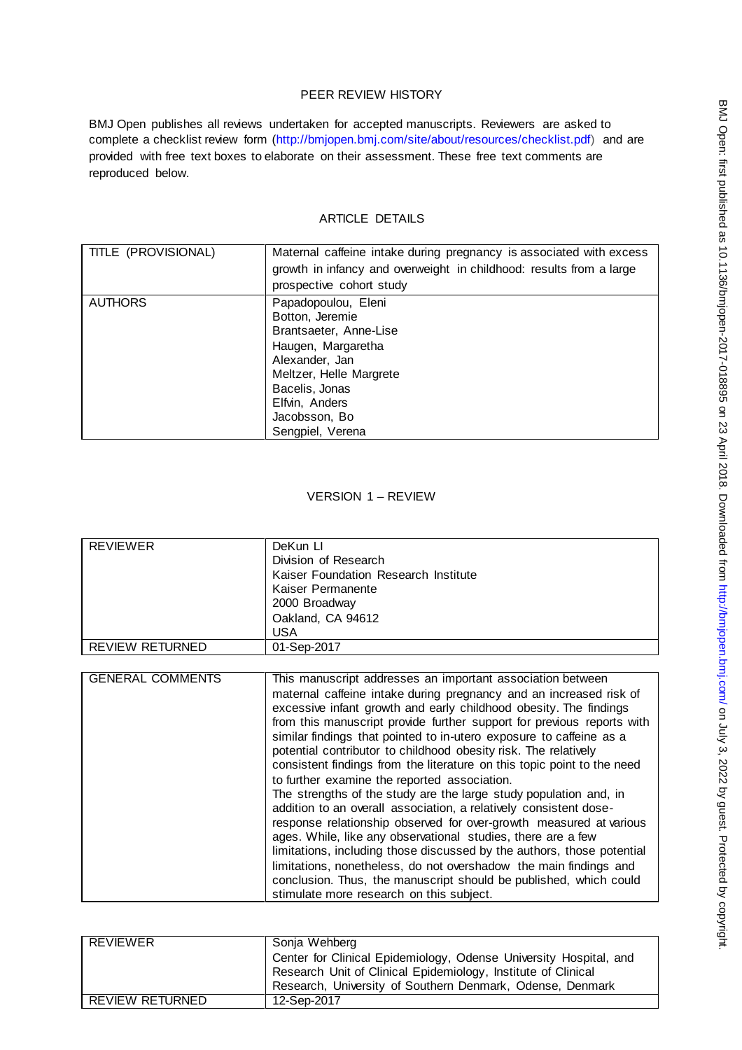# PEER REVIEW HISTORY

BMJ Open publishes all reviews undertaken for accepted manuscripts. Reviewers are asked to complete a checklist review form (http://bmjopen.bmj.com/site/about/resources/checklist.pdf) and are provided with free text boxes to elaborate on their assessment. These free text comments are reproduced below.

## ARTICLE DETAILS

| TITLE (PROVISIONAL) | Maternal caffeine intake during pregnancy is associated with excess growth in infancy and overweight in childhood: results from a large prospective cohort study |
|---|---|
| AUTHORS | Papadopoulou, Eleni<br>Botton, Jeremie<br>Brantsaeter, Anne-Lise<br>Haugen, Margaretha<br>Alexander, Jan<br>Meltzer, Helle Margrete<br>Bacelis, Jonas<br>Elfvin, Anders<br>Jacobsson, Bo<br>Sengpiel, Verena |

## VERSION 1 – REVIEW

| REVIEWER | DeKun LI<br>Division of Research<br>Kaiser Foundation Research Institute<br>Kaiser Permanente<br>2000 Broadway<br>Oakland, CA 94612<br>USA |
|---|---|
| REVIEW RETURNED | 01-Sep-2017 |

| GENERAL COMMENTS | This manuscript addresses an important association between maternal caffeine intake during pregnancy and an increased risk of excessive infant growth and early childhood obesity. The findings from this manuscript provide further support for previous reports with similar findings that pointed to in-utero exposure to caffeine as a potential contributor to childhood obesity risk. The relatively consistent findings from the literature on this topic point to the need to further examine the reported association.<br>The strengths of the study are the large study population and, in addition to an overall association, a relatively consistent dose-response relationship observed for over-growth measured at various ages. While, like any observational studies, there are a few limitations, including those discussed by the authors, those potential limitations, nonetheless, do not overshadow the main findings and conclusion. Thus, the manuscript should be published, which could stimulate more research on this subject. |
|---|---|

| REVIEWER | Sonja Wehberg<br>Center for Clinical Epidemiology, Odense University Hospital, and Research Unit of Clinical Epidemiology, Institute of Clinical Research, University of Southern Denmark, Odense, Denmark |
|---|---|
| REVIEW RETURNED | 12-Sep-2017 |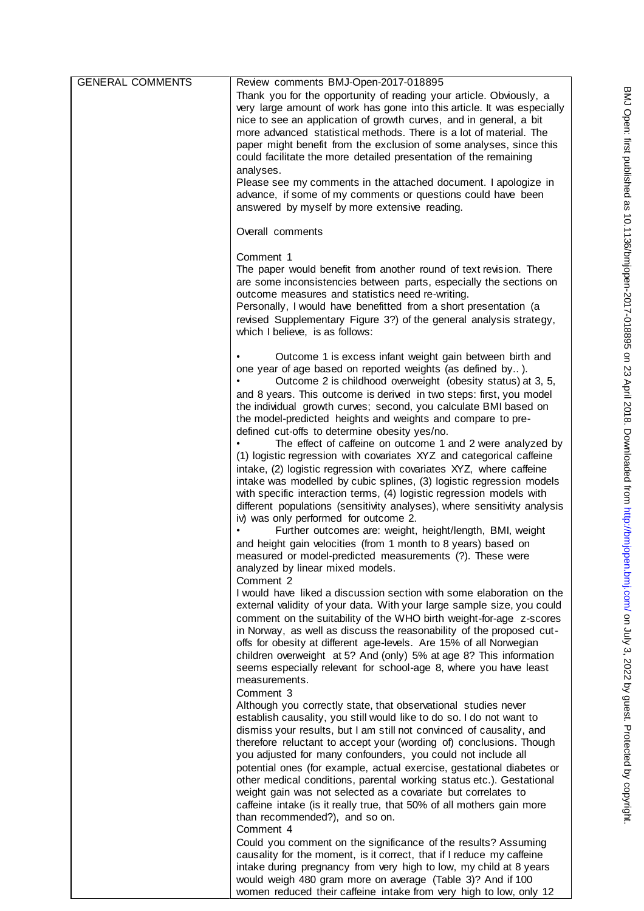| GENERAL COMMENTS | Review comments BMJ-Open-2017-018895 |
| --- | --- |

Review comments BMJ-Open-2017-018895

Thank you for the opportunity of reading your article. Obviously, a very large amount of work has gone into this article. It was especially nice to see an application of growth curves, and in general, a bit more advanced statistical methods. There is a lot of material. The paper might benefit from the exclusion of some analyses, since this could facilitate the more detailed presentation of the remaining analyses.

Please see my comments in the attached document. I apologize in advance, if some of my comments or questions could have been answered by myself by more extensive reading.

Overall comments

Comment 1

The paper would benefit from another round of text revision. There are some inconsistencies between parts, especially the sections on outcome measures and statistics need re-writing.

Personally, I would have benefitted from a short presentation (a revised Supplementary Figure 3?) of the general analysis strategy, which I believe, is as follows:

- Outcome 1 is excess infant weight gain between birth and one year of age based on reported weights (as defined by.. ).
- Outcome 2 is childhood overweight (obesity status) at 3, 5, and 8 years. This outcome is derived in two steps: first, you model the individual growth curves; second, you calculate BMI based on the model-predicted heights and weights and compare to pre-defined cut-offs to determine obesity yes/no.
- The effect of caffeine on outcome 1 and 2 were analyzed by (1) logistic regression with covariates XYZ and categorical caffeine intake, (2) logistic regression with covariates XYZ, where caffeine intake was modelled by cubic splines, (3) logistic regression models with specific interaction terms, (4) logistic regression models with different populations (sensitivity analyses), where sensitivity analysis iv) was only performed for outcome 2.
- Further outcomes are: weight, height/length, BMI, weight and height gain velocities (from 1 month to 8 years) based on measured or model-predicted measurements (?). These were analyzed by linear mixed models.

Comment 2

I would have liked a discussion section with some elaboration on the external validity of your data. With your large sample size, you could comment on the suitability of the WHO birth weight-for-age z-scores in Norway, as well as discuss the reasonability of the proposed cut-offs for obesity at different age-levels. Are 15% of all Norwegian children overweight at 5? And (only) 5% at age 8? This information seems especially relevant for school-age 8, where you have least measurements.

Comment 3

Although you correctly state, that observational studies never establish causality, you still would like to do so. I do not want to dismiss your results, but I am still not convinced of causality, and therefore reluctant to accept your (wording of) conclusions. Though you adjusted for many confounders, you could not include all potential ones (for example, actual exercise, gestational diabetes or other medical conditions, parental working status etc.). Gestational weight gain was not selected as a covariate but correlates to caffeine intake (is it really true, that 50% of all mothers gain more than recommended?), and so on.

Comment 4

Could you comment on the significance of the results? Assuming causality for the moment, is it correct, that if I reduce my caffeine intake during pregnancy from very high to low, my child at 8 years would weigh 480 gram more on average (Table 3)? And if 100 women reduced their caffeine intake from very high to low, only 12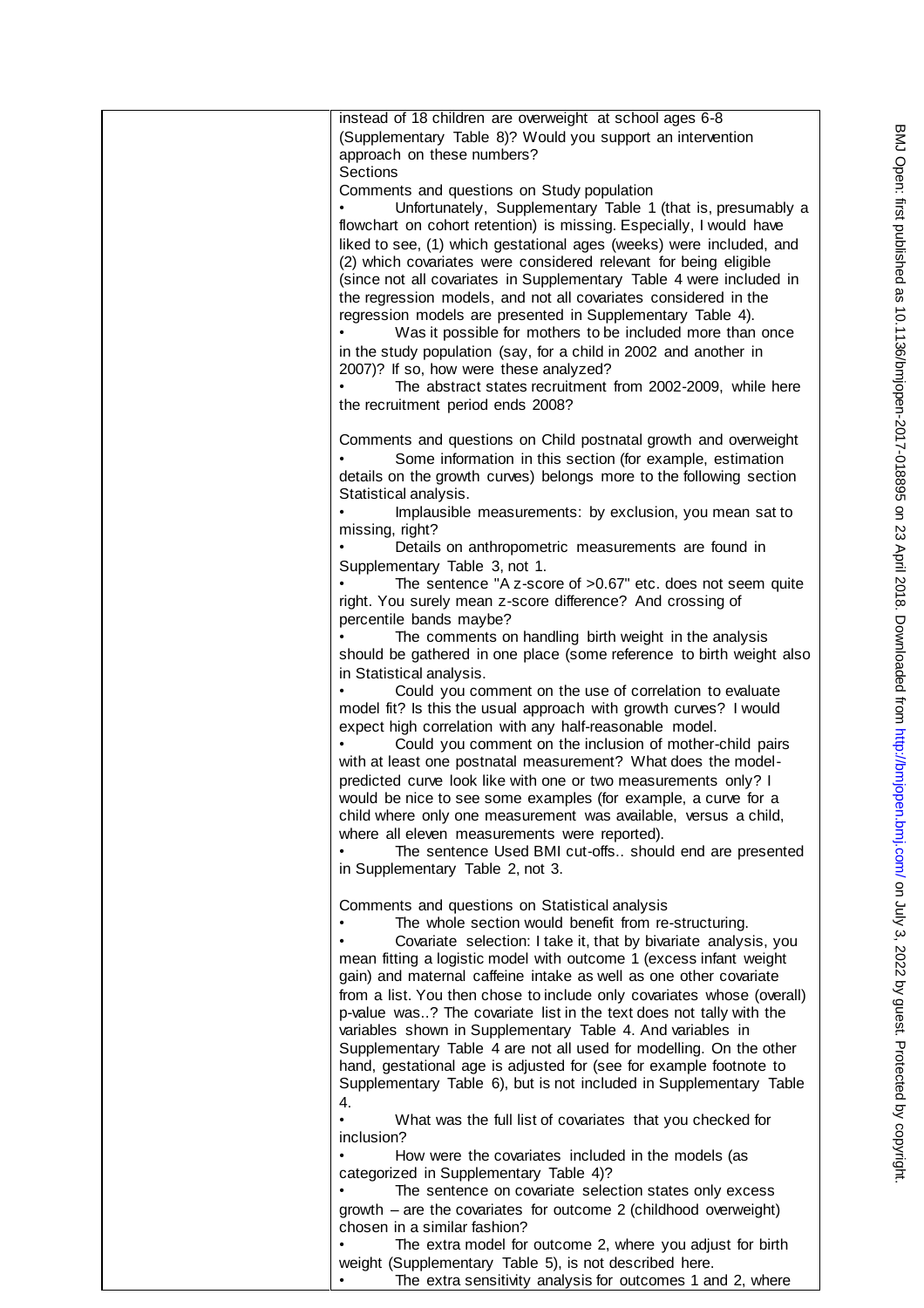instead of 18 children are overweight at school ages 6-8 (Supplementary Table 8)? Would you support an intervention approach on these numbers?

Sections

Comments and questions on Study population

- Unfortunately, Supplementary Table 1 (that is, presumably a flowchart on cohort retention) is missing. Especially, I would have liked to see, (1) which gestational ages (weeks) were included, and (2) which covariates were considered relevant for being eligible (since not all covariates in Supplementary Table 4 were included in the regression models, and not all covariates considered in the regression models are presented in Supplementary Table 4).
- Was it possible for mothers to be included more than once in the study population (say, for a child in 2002 and another in 2007)? If so, how were these analyzed?
- The abstract states recruitment from 2002-2009, while here the recruitment period ends 2008?

Comments and questions on Child postnatal growth and overweight

- Some information in this section (for example, estimation details on the growth curves) belongs more to the following section Statistical analysis.
- Implausible measurements: by exclusion, you mean sat to missing, right?
- Details on anthropometric measurements are found in Supplementary Table 3, not 1.
- The sentence "A z-score of >0.67" etc. does not seem quite right. You surely mean z-score difference? And crossing of percentile bands maybe?
- The comments on handling birth weight in the analysis should be gathered in one place (some reference to birth weight also in Statistical analysis.
- Could you comment on the use of correlation to evaluate model fit? Is this the usual approach with growth curves? I would expect high correlation with any half-reasonable model.
- Could you comment on the inclusion of mother-child pairs with at least one postnatal measurement? What does the model-predicted curve look like with one or two measurements only? I would be nice to see some examples (for example, a curve for a child where only one measurement was available, versus a child, where all eleven measurements were reported).
- The sentence Used BMI cut-offs.. should end are presented in Supplementary Table 2, not 3.

Comments and questions on Statistical analysis

- The whole section would benefit from re-structuring.
- Covariate selection: I take it, that by bivariate analysis, you mean fitting a logistic model with outcome 1 (excess infant weight gain) and maternal caffeine intake as well as one other covariate from a list. You then chose to include only covariates whose (overall) p-value was..? The covariate list in the text does not tally with the variables shown in Supplementary Table 4. And variables in Supplementary Table 4 are not all used for modelling. On the other hand, gestational age is adjusted for (see for example footnote to Supplementary Table 6), but is not included in Supplementary Table 4.
- What was the full list of covariates that you checked for inclusion?
- How were the covariates included in the models (as categorized in Supplementary Table 4)?
- The sentence on covariate selection states only excess growth – are the covariates for outcome 2 (childhood overweight) chosen in a similar fashion?
- The extra model for outcome 2, where you adjust for birth weight (Supplementary Table 5), is not described here.
- The extra sensitivity analysis for outcomes 1 and 2, where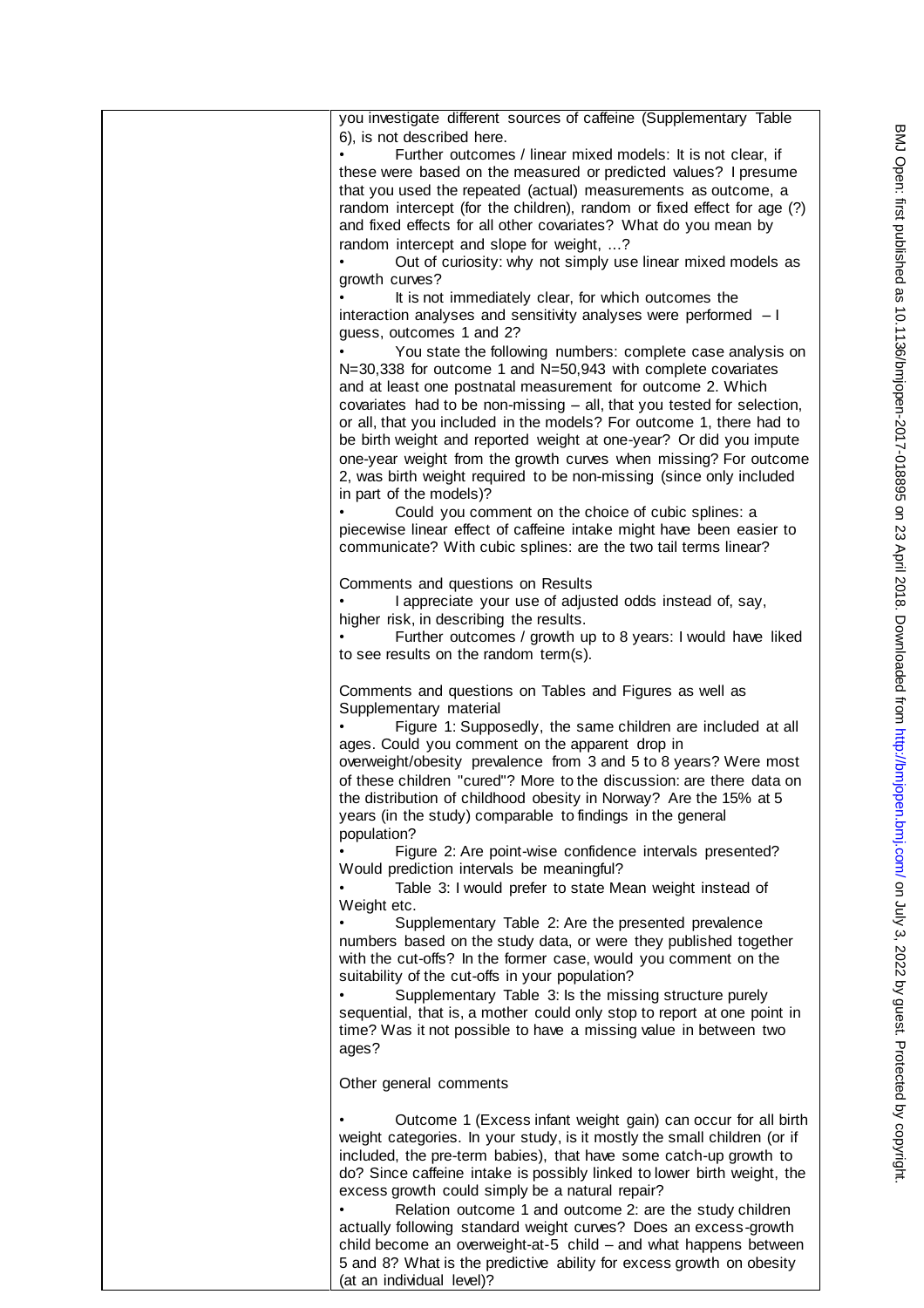you investigate different sources of caffeine (Supplementary Table 6), is not described here.

- Further outcomes / linear mixed models: It is not clear, if these were based on the measured or predicted values? I presume that you used the repeated (actual) measurements as outcome, a random intercept (for the children), random or fixed effect for age (?) and fixed effects for all other covariates? What do you mean by random intercept and slope for weight, …?
- Out of curiosity: why not simply use linear mixed models as growth curves?
- It is not immediately clear, for which outcomes the interaction analyses and sensitivity analyses were performed – I guess, outcomes 1 and 2?
- You state the following numbers: complete case analysis on N=30,338 for outcome 1 and N=50,943 with complete covariates and at least one postnatal measurement for outcome 2. Which covariates had to be non-missing – all, that you tested for selection, or all, that you included in the models? For outcome 1, there had to be birth weight and reported weight at one-year? Or did you impute one-year weight from the growth curves when missing? For outcome 2, was birth weight required to be non-missing (since only included in part of the models)?
- Could you comment on the choice of cubic splines: a piecewise linear effect of caffeine intake might have been easier to communicate? With cubic splines: are the two tail terms linear?

Comments and questions on Results

- I appreciate your use of adjusted odds instead of, say, higher risk, in describing the results.
- Further outcomes / growth up to 8 years: I would have liked to see results on the random term(s).

Comments and questions on Tables and Figures as well as Supplementary material

- Figure 1: Supposedly, the same children are included at all ages. Could you comment on the apparent drop in overweight/obesity prevalence from 3 and 5 to 8 years? Were most of these children "cured"? More to the discussion: are there data on the distribution of childhood obesity in Norway? Are the 15% at 5 years (in the study) comparable to findings in the general population?
- Figure 2: Are point-wise confidence intervals presented? Would prediction intervals be meaningful?
- Table 3: I would prefer to state Mean weight instead of Weight etc.
- Supplementary Table 2: Are the presented prevalence numbers based on the study data, or were they published together with the cut-offs? In the former case, would you comment on the suitability of the cut-offs in your population?
- Supplementary Table 3: Is the missing structure purely sequential, that is, a mother could only stop to report at one point in time? Was it not possible to have a missing value in between two ages?

Other general comments

- Outcome 1 (Excess infant weight gain) can occur for all birth weight categories. In your study, is it mostly the small children (or if included, the pre-term babies), that have some catch-up growth to do? Since caffeine intake is possibly linked to lower birth weight, the excess growth could simply be a natural repair?
- Relation outcome 1 and outcome 2: are the study children actually following standard weight curves? Does an excess-growth child become an overweight-at-5 child – and what happens between 5 and 8? What is the predictive ability for excess growth on obesity (at an individual level)?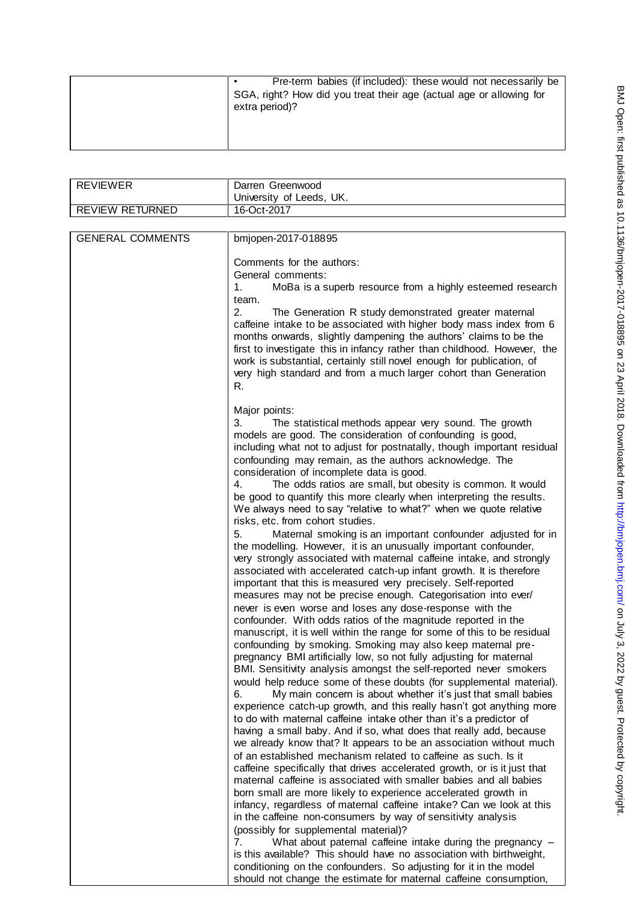| | • Pre-term babies (if included): these would not necessarily be SGA, right? How did you treat their age (actual age or allowing for extra period)? |
|---|---|

| REVIEWER | Darren Greenwood<br>University of Leeds, UK. |
|---|---|
| REVIEW RETURNED | 16-Oct-2017 |

| GENERAL COMMENTS | bmjopen-2017-018895<br><br>Comments for the authors:<br>General comments:<br>1. MoBa is a superb resource from a highly esteemed research team.<br>2. The Generation R study demonstrated greater maternal caffeine intake to be associated with higher body mass index from 6 months onwards, slightly dampening the authors' claims to be the first to investigate this in infancy rather than childhood. However, the work is substantial, certainly still novel enough for publication, of very high standard and from a much larger cohort than Generation R.<br><br>Major points:<br>3. The statistical methods appear very sound. The growth models are good. The consideration of confounding is good, including what not to adjust for postnatally, though important residual confounding may remain, as the authors acknowledge. The consideration of incomplete data is good.<br>4. The odds ratios are small, but obesity is common. It would be good to quantify this more clearly when interpreting the results. We always need to say "relative to what?" when we quote relative risks, etc. from cohort studies.<br>5. Maternal smoking is an important confounder adjusted for in the modelling. However, it is an unusually important confounder, very strongly associated with maternal caffeine intake, and strongly associated with accelerated catch-up infant growth. It is therefore important that this is measured very precisely. Self-reported measures may not be precise enough. Categorisation into ever/ never is even worse and loses any dose-response with the confounder. With odds ratios of the magnitude reported in the manuscript, it is well within the range for some of this to be residual confounding by smoking. Smoking may also keep maternal pre-pregnancy BMI artificially low, so not fully adjusting for maternal BMI. Sensitivity analysis amongst the self-reported never smokers would help reduce some of these doubts (for supplemental material).<br>6. My main concern is about whether it's just that small babies experience catch-up growth, and this really hasn't got anything more to do with maternal caffeine intake other than it's a predictor of having a small baby. And if so, what does that really add, because we already know that? It appears to be an association without much of an established mechanism related to caffeine as such. Is it caffeine specifically that drives accelerated growth, or is it just that maternal caffeine is associated with smaller babies and all babies born small are more likely to experience accelerated growth in infancy, regardless of maternal caffeine intake? Can we look at this in the caffeine non-consumers by way of sensitivity analysis (possibly for supplemental material)?<br>7. What about paternal caffeine intake during the pregnancy – is this available? This should have no association with birthweight, conditioning on the confounders. So adjusting for it in the model should not change the estimate for maternal caffeine consumption, |
|---|---|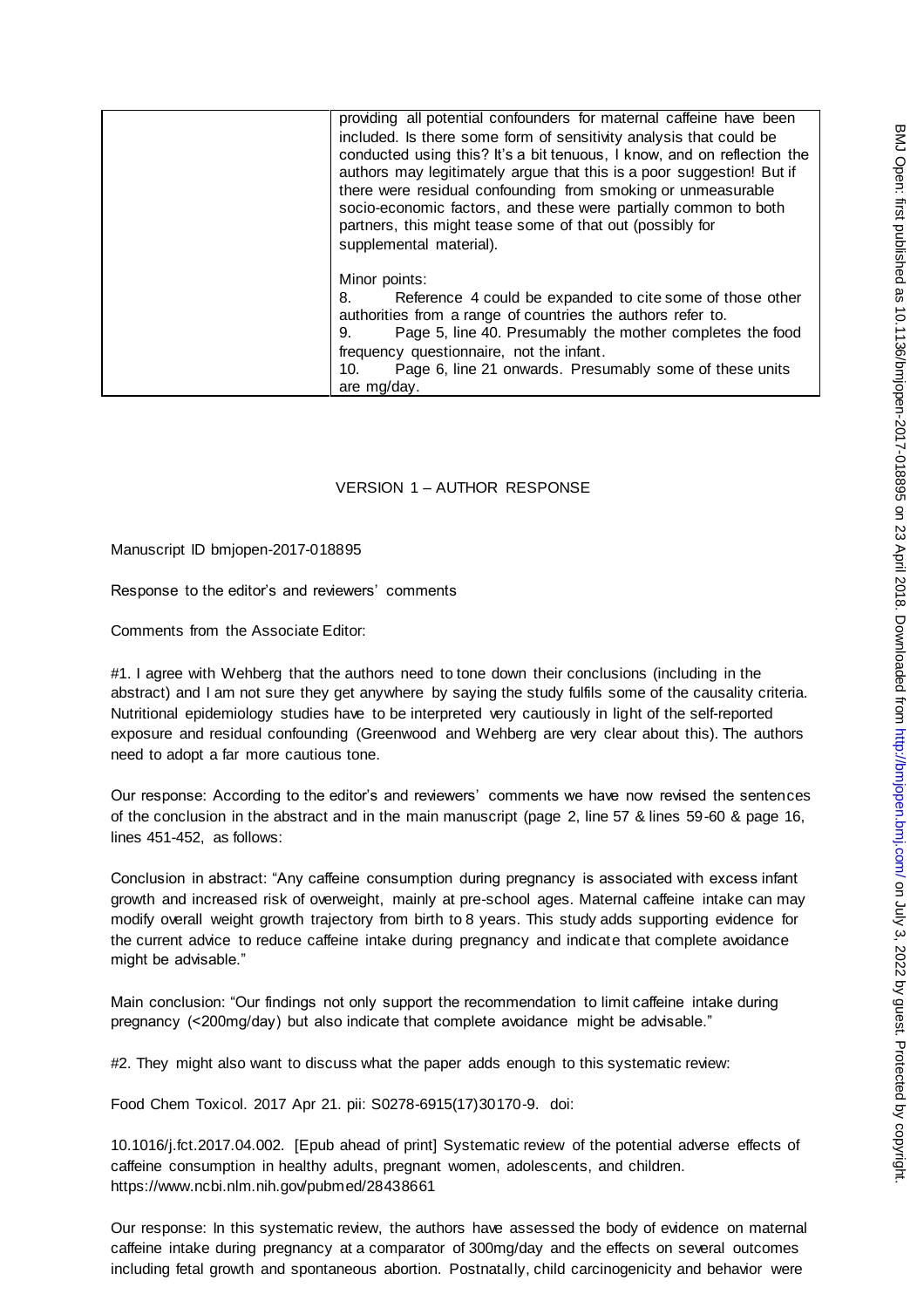| | providing all potential confounders for maternal caffeine have been included. Is there some form of sensitivity analysis that could be conducted using this? It's a bit tenuous, I know, and on reflection the authors may legitimately argue that this is a poor suggestion! But if there were residual confounding from smoking or unmeasurable socio-economic factors, and these were partially common to both partners, this might tease some of that out (possibly for supplemental material).<br><br>Minor points:<br>8. Reference 4 could be expanded to cite some of those other authorities from a range of countries the authors refer to.<br>9. Page 5, line 40. Presumably the mother completes the food frequency questionnaire, not the infant.<br>10. Page 6, line 21 onwards. Presumably some of these units are mg/day. |
|---|---|

## VERSION 1 – AUTHOR RESPONSE

Manuscript ID bmjopen-2017-018895

Response to the editor's and reviewers' comments

Comments from the Associate Editor:

#1. I agree with Wehberg that the authors need to tone down their conclusions (including in the abstract) and I am not sure they get anywhere by saying the study fulfils some of the causality criteria. Nutritional epidemiology studies have to be interpreted very cautiously in light of the self-reported exposure and residual confounding (Greenwood and Wehberg are very clear about this). The authors need to adopt a far more cautious tone.

Our response: According to the editor's and reviewers' comments we have now revised the sentences of the conclusion in the abstract and in the main manuscript (page 2, line 57 & lines 59-60 & page 16, lines 451-452, as follows:

Conclusion in abstract: "Any caffeine consumption during pregnancy is associated with excess infant growth and increased risk of overweight, mainly at pre-school ages. Maternal caffeine intake can may modify overall weight growth trajectory from birth to 8 years. This study adds supporting evidence for the current advice to reduce caffeine intake during pregnancy and indicate that complete avoidance might be advisable."

Main conclusion: "Our findings not only support the recommendation to limit caffeine intake during pregnancy (<200mg/day) but also indicate that complete avoidance might be advisable."

#2. They might also want to discuss what the paper adds enough to this systematic review:

Food Chem Toxicol. 2017 Apr 21. pii: S0278-6915(17)30170-9. doi:

10.1016/j.fct.2017.04.002. [Epub ahead of print] Systematic review of the potential adverse effects of caffeine consumption in healthy adults, pregnant women, adolescents, and children. https://www.ncbi.nlm.nih.gov/pubmed/28438661

Our response: In this systematic review, the authors have assessed the body of evidence on maternal caffeine intake during pregnancy at a comparator of 300mg/day and the effects on several outcomes including fetal growth and spontaneous abortion. Postnatally, child carcinogenicity and behavior were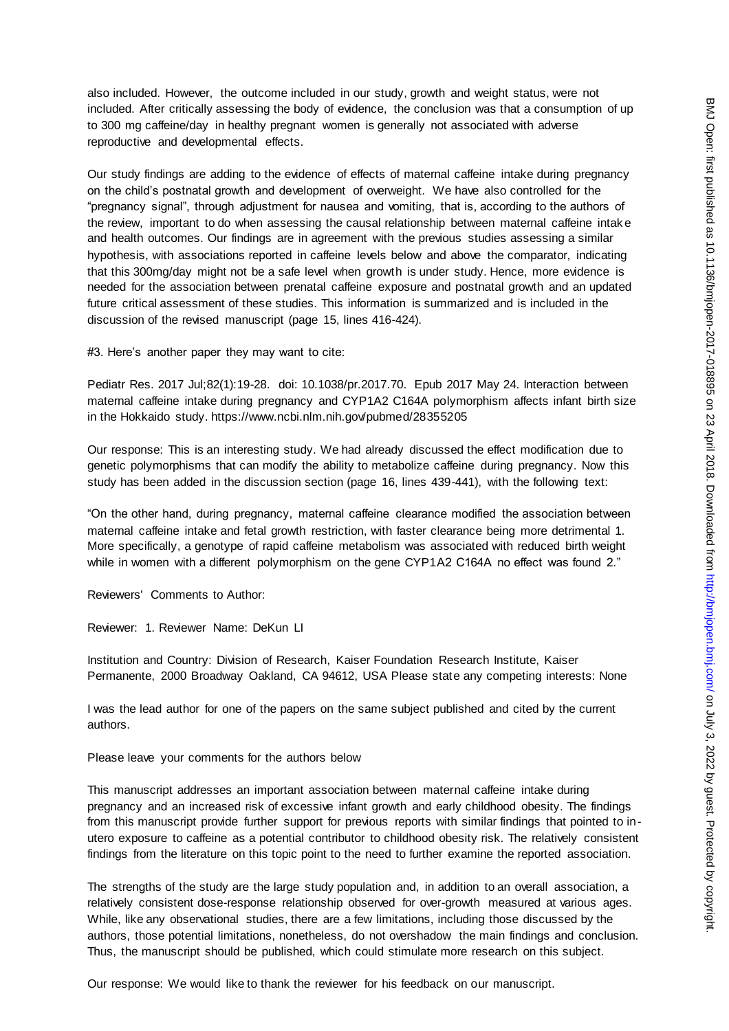also included. However, the outcome included in our study, growth and weight status, were not included. After critically assessing the body of evidence, the conclusion was that a consumption of up to 300 mg caffeine/day in healthy pregnant women is generally not associated with adverse reproductive and developmental effects.

Our study findings are adding to the evidence of effects of maternal caffeine intake during pregnancy on the child's postnatal growth and development of overweight. We have also controlled for the "pregnancy signal", through adjustment for nausea and vomiting, that is, according to the authors of the review, important to do when assessing the causal relationship between maternal caffeine intake and health outcomes. Our findings are in agreement with the previous studies assessing a similar hypothesis, with associations reported in caffeine levels below and above the comparator, indicating that this 300mg/day might not be a safe level when growth is under study. Hence, more evidence is needed for the association between prenatal caffeine exposure and postnatal growth and an updated future critical assessment of these studies. This information is summarized and is included in the discussion of the revised manuscript (page 15, lines 416-424).

#3. Here's another paper they may want to cite:

Pediatr Res. 2017 Jul;82(1):19-28. doi: 10.1038/pr.2017.70. Epub 2017 May 24. Interaction between maternal caffeine intake during pregnancy and CYP1A2 C164A polymorphism affects infant birth size in the Hokkaido study. https://www.ncbi.nlm.nih.gov/pubmed/28355205

Our response: This is an interesting study. We had already discussed the effect modification due to genetic polymorphisms that can modify the ability to metabolize caffeine during pregnancy. Now this study has been added in the discussion section (page 16, lines 439-441), with the following text:

"On the other hand, during pregnancy, maternal caffeine clearance modified the association between maternal caffeine intake and fetal growth restriction, with faster clearance being more detrimental 1. More specifically, a genotype of rapid caffeine metabolism was associated with reduced birth weight while in women with a different polymorphism on the gene CYP1A2 C164A no effect was found 2."

Reviewers' Comments to Author:

Reviewer: 1. Reviewer Name: DeKun LI

Institution and Country: Division of Research, Kaiser Foundation Research Institute, Kaiser Permanente, 2000 Broadway Oakland, CA 94612, USA Please state any competing interests: None

I was the lead author for one of the papers on the same subject published and cited by the current authors.

Please leave your comments for the authors below

This manuscript addresses an important association between maternal caffeine intake during pregnancy and an increased risk of excessive infant growth and early childhood obesity. The findings from this manuscript provide further support for previous reports with similar findings that pointed to in-utero exposure to caffeine as a potential contributor to childhood obesity risk. The relatively consistent findings from the literature on this topic point to the need to further examine the reported association.

The strengths of the study are the large study population and, in addition to an overall association, a relatively consistent dose-response relationship observed for over-growth measured at various ages. While, like any observational studies, there are a few limitations, including those discussed by the authors, those potential limitations, nonetheless, do not overshadow the main findings and conclusion. Thus, the manuscript should be published, which could stimulate more research on this subject.

Our response: We would like to thank the reviewer for his feedback on our manuscript.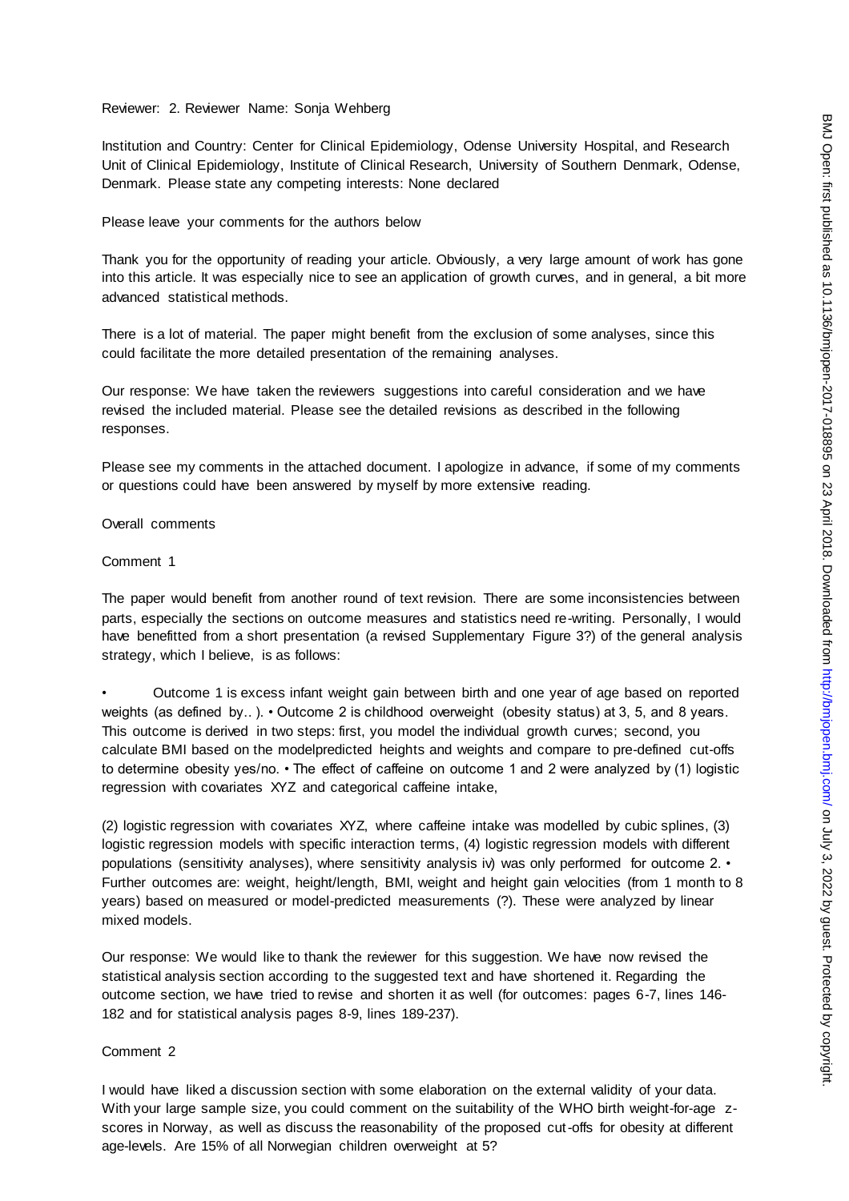Reviewer: 2. Reviewer Name: Sonja Wehberg

Institution and Country: Center for Clinical Epidemiology, Odense University Hospital, and Research Unit of Clinical Epidemiology, Institute of Clinical Research, University of Southern Denmark, Odense, Denmark. Please state any competing interests: None declared

Please leave your comments for the authors below

Thank you for the opportunity of reading your article. Obviously, a very large amount of work has gone into this article. It was especially nice to see an application of growth curves, and in general, a bit more advanced statistical methods.

There is a lot of material. The paper might benefit from the exclusion of some analyses, since this could facilitate the more detailed presentation of the remaining analyses.

Our response: We have taken the reviewers suggestions into careful consideration and we have revised the included material. Please see the detailed revisions as described in the following responses.

Please see my comments in the attached document. I apologize in advance, if some of my comments or questions could have been answered by myself by more extensive reading.

Overall comments

Comment 1

The paper would benefit from another round of text revision. There are some inconsistencies between parts, especially the sections on outcome measures and statistics need re-writing. Personally, I would have benefitted from a short presentation (a revised Supplementary Figure 3?) of the general analysis strategy, which I believe, is as follows:

• Outcome 1 is excess infant weight gain between birth and one year of age based on reported weights (as defined by.. ). • Outcome 2 is childhood overweight (obesity status) at 3, 5, and 8 years. This outcome is derived in two steps: first, you model the individual growth curves; second, you calculate BMI based on the modelpredicted heights and weights and compare to pre-defined cut-offs to determine obesity yes/no. • The effect of caffeine on outcome 1 and 2 were analyzed by (1) logistic regression with covariates XYZ and categorical caffeine intake,

(2) logistic regression with covariates XYZ, where caffeine intake was modelled by cubic splines, (3) logistic regression models with specific interaction terms, (4) logistic regression models with different populations (sensitivity analyses), where sensitivity analysis iv) was only performed for outcome 2. • Further outcomes are: weight, height/length, BMI, weight and height gain velocities (from 1 month to 8 years) based on measured or model-predicted measurements (?). These were analyzed by linear mixed models.

Our response: We would like to thank the reviewer for this suggestion. We have now revised the statistical analysis section according to the suggested text and have shortened it. Regarding the outcome section, we have tried to revise and shorten it as well (for outcomes: pages 6-7, lines 146-182 and for statistical analysis pages 8-9, lines 189-237).

Comment 2

I would have liked a discussion section with some elaboration on the external validity of your data. With your large sample size, you could comment on the suitability of the WHO birth weight-for-age z-scores in Norway, as well as discuss the reasonability of the proposed cut-offs for obesity at different age-levels. Are 15% of all Norwegian children overweight at 5?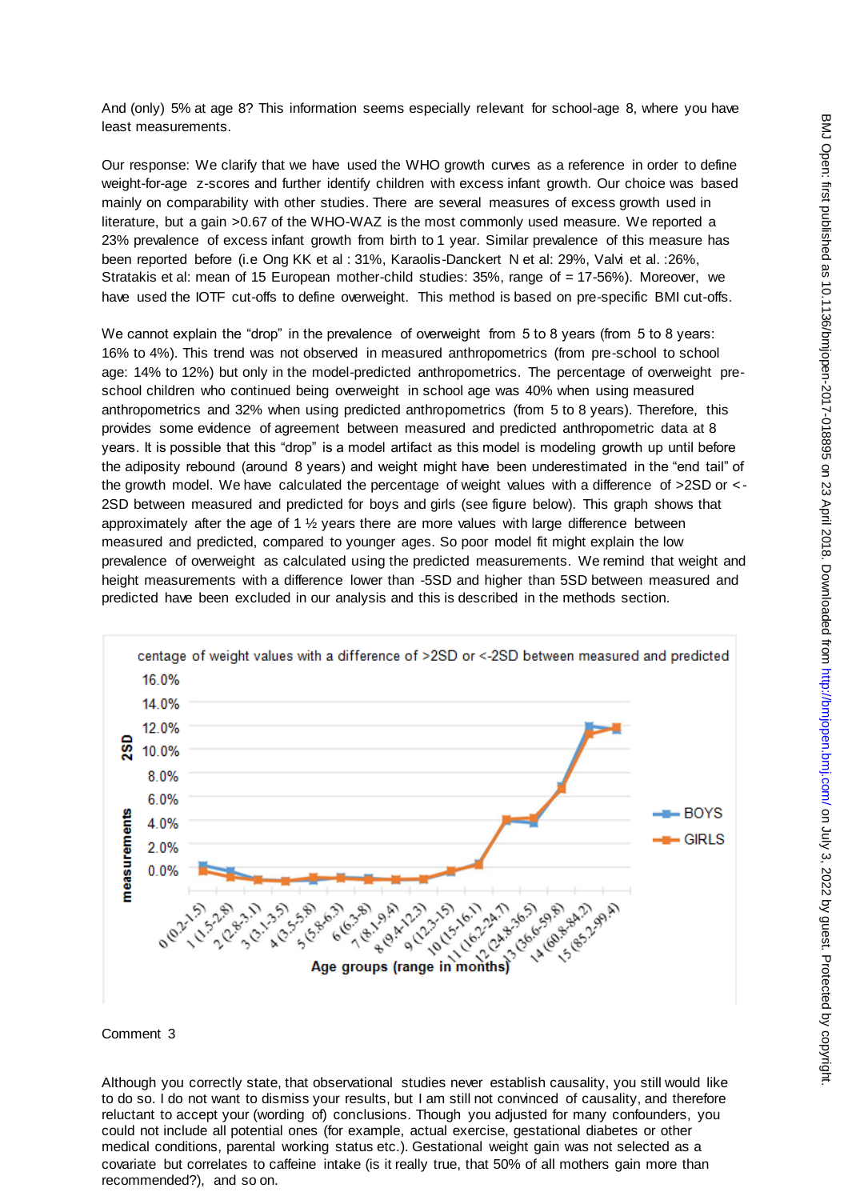And (only) 5% at age 8? This information seems especially relevant for school-age 8, where you have least measurements.

Our response: We clarify that we have used the WHO growth curves as a reference in order to define weight-for-age z-scores and further identify children with excess infant growth. Our choice was based mainly on comparability with other studies. There are several measures of excess growth used in literature, but a gain >0.67 of the WHO-WAZ is the most commonly used measure. We reported a 23% prevalence of excess infant growth from birth to 1 year. Similar prevalence of this measure has been reported before (i.e Ong KK et al : 31%, Karaolis-Danckert N et al: 29%, Valvi et al. :26%, Stratakis et al: mean of 15 European mother-child studies: 35%, range of = 17-56%). Moreover, we have used the IOTF cut-offs to define overweight. This method is based on pre-specific BMI cut-offs.

We cannot explain the "drop" in the prevalence of overweight from 5 to 8 years (from 5 to 8 years: 16% to 4%). This trend was not observed in measured anthropometrics (from pre-school to school age: 14% to 12%) but only in the model-predicted anthropometrics. The percentage of overweight pre-school children who continued being overweight in school age was 40% when using measured anthropometrics and 32% when using predicted anthropometrics (from 5 to 8 years). Therefore, this provides some evidence of agreement between measured and predicted anthropometric data at 8 years. It is possible that this "drop" is a model artifact as this model is modeling growth up until before the adiposity rebound (around 8 years) and weight might have been underestimated in the "end tail" of the growth model. We have calculated the percentage of weight values with a difference of >2SD or <-2SD between measured and predicted for boys and girls (see figure below). This graph shows that approximately after the age of 1 ½ years there are more values with large difference between measured and predicted, compared to younger ages. So poor model fit might explain the low prevalence of overweight as calculated using the predicted measurements. We remind that weight and height measurements with a difference lower than -5SD and higher than 5SD between measured and predicted have been excluded in our analysis and this is described in the methods section.

centage of weight values with a difference of >2SD or <-2SD between measured and predicted

| Age groups (range in months) | BOYS | GIRLS |
|---|---|---|
| 0 (0.2-1.5) | ~0.2% | ~-0.2% |
| 1 (1.5-2.8) | ~-0.2% | ~-0.5% |
| 2 (2.8-3.1) | ~-0.8% | ~-0.8% |
| 3 (3.1-3.5) | ~-0.9% | ~-0.9% |
| 4 (3.5-5.8) | ~-0.8% | ~-0.6% |
| 5 (5.8-6.3) | ~-0.6% | ~-0.6% |
| 6 (6.3-8) | ~-0.6% | ~-0.8% |
| 7 (8.1-9.4) | ~-0.8% | ~-0.8% |
| 8 (9.4-12.3) | ~-0.8% | ~-0.8% |
| 9 (12.3-15) | ~-0.2% | ~-0.1% |
| 10 (15-16.1) | ~0.3% | ~0.2% |
| 11 (16.2-24.7) | ~3.9% | ~4.0% |
| 12 (24.8-36.5) | ~3.8% | ~4.1% |
| 13 (36.6-59.8) | ~6.8% | ~6.6% |
| 14 (60.8-84.2) | ~11.9% | ~11.2% |
| 15 (85.2-99.4) | ~11.6% | ~11.8% |

Comment 3

Although you correctly state, that observational studies never establish causality, you still would like to do so. I do not want to dismiss your results, but I am still not convinced of causality, and therefore reluctant to accept your (wording of) conclusions. Though you adjusted for many confounders, you could not include all potential ones (for example, actual exercise, gestational diabetes or other medical conditions, parental working status etc.). Gestational weight gain was not selected as a covariate but correlates to caffeine intake (is it really true, that 50% of all mothers gain more than recommended?), and so on.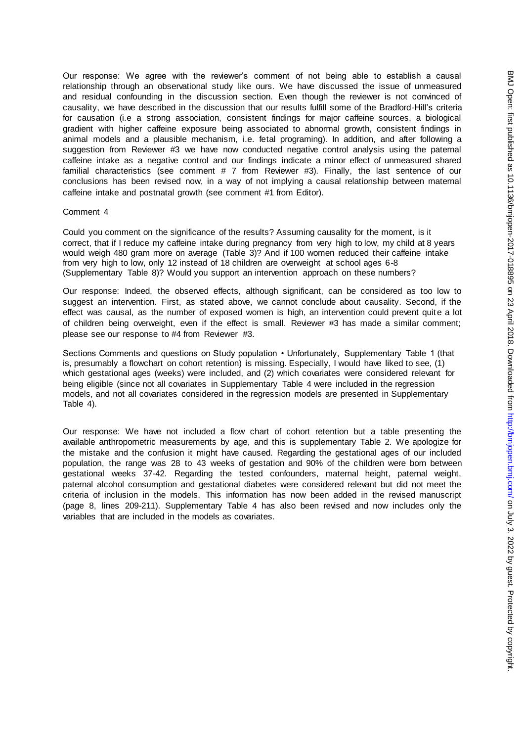Our response: We agree with the reviewer's comment of not being able to establish a causal relationship through an observational study like ours. We have discussed the issue of unmeasured and residual confounding in the discussion section. Even though the reviewer is not convinced of causality, we have described in the discussion that our results fulfill some of the Bradford-Hill's criteria for causation (i.e a strong association, consistent findings for major caffeine sources, a biological gradient with higher caffeine exposure being associated to abnormal growth, consistent findings in animal models and a plausible mechanism, i.e. fetal programing). In addition, and after following a suggestion from Reviewer #3 we have now conducted negative control analysis using the paternal caffeine intake as a negative control and our findings indicate a minor effect of unmeasured shared familial characteristics (see comment # 7 from Reviewer #3). Finally, the last sentence of our conclusions has been revised now, in a way of not implying a causal relationship between maternal caffeine intake and postnatal growth (see comment #1 from Editor).

Comment 4

Could you comment on the significance of the results? Assuming causality for the moment, is it correct, that if I reduce my caffeine intake during pregnancy from very high to low, my child at 8 years would weigh 480 gram more on average (Table 3)? And if 100 women reduced their caffeine intake from very high to low, only 12 instead of 18 children are overweight at school ages 6-8 (Supplementary Table 8)? Would you support an intervention approach on these numbers?

Our response: Indeed, the observed effects, although significant, can be considered as too low to suggest an intervention. First, as stated above, we cannot conclude about causality. Second, if the effect was causal, as the number of exposed women is high, an intervention could prevent quite a lot of children being overweight, even if the effect is small. Reviewer #3 has made a similar comment; please see our response to #4 from Reviewer #3.

Sections Comments and questions on Study population • Unfortunately, Supplementary Table 1 (that is, presumably a flowchart on cohort retention) is missing. Especially, I would have liked to see, (1) which gestational ages (weeks) were included, and (2) which covariates were considered relevant for being eligible (since not all covariates in Supplementary Table 4 were included in the regression models, and not all covariates considered in the regression models are presented in Supplementary Table 4).

Our response: We have not included a flow chart of cohort retention but a table presenting the available anthropometric measurements by age, and this is supplementary Table 2. We apologize for the mistake and the confusion it might have caused. Regarding the gestational ages of our included population, the range was 28 to 43 weeks of gestation and 90% of the children were born between gestational weeks 37-42. Regarding the tested confounders, maternal height, paternal weight, paternal alcohol consumption and gestational diabetes were considered relevant but did not meet the criteria of inclusion in the models. This information has now been added in the revised manuscript (page 8, lines 209-211). Supplementary Table 4 has also been revised and now includes only the variables that are included in the models as covariates.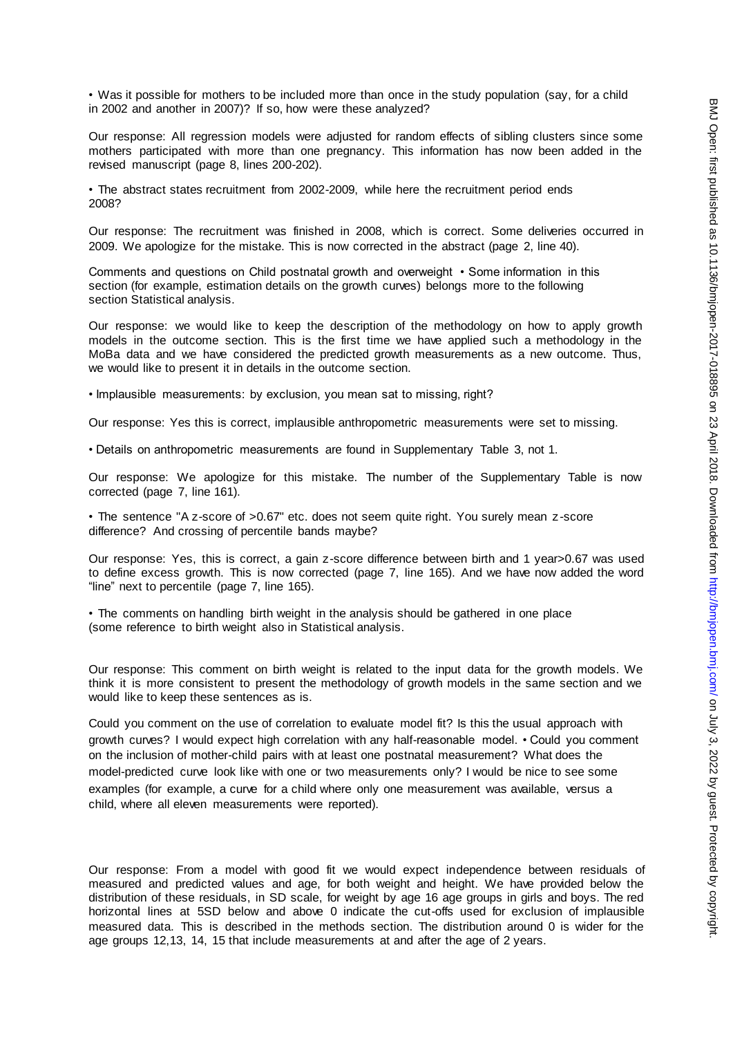• Was it possible for mothers to be included more than once in the study population (say, for a child in 2002 and another in 2007)? If so, how were these analyzed?

Our response: All regression models were adjusted for random effects of sibling clusters since some mothers participated with more than one pregnancy. This information has now been added in the revised manuscript (page 8, lines 200-202).

• The abstract states recruitment from 2002-2009, while here the recruitment period ends 2008?

Our response: The recruitment was finished in 2008, which is correct. Some deliveries occurred in 2009. We apologize for the mistake. This is now corrected in the abstract (page 2, line 40).

Comments and questions on Child postnatal growth and overweight • Some information in this section (for example, estimation details on the growth curves) belongs more to the following section Statistical analysis.

Our response: we would like to keep the description of the methodology on how to apply growth models in the outcome section. This is the first time we have applied such a methodology in the MoBa data and we have considered the predicted growth measurements as a new outcome. Thus, we would like to present it in details in the outcome section.

• Implausible measurements: by exclusion, you mean sat to missing, right?

Our response: Yes this is correct, implausible anthropometric measurements were set to missing.

• Details on anthropometric measurements are found in Supplementary Table 3, not 1.

Our response: We apologize for this mistake. The number of the Supplementary Table is now corrected (page 7, line 161).

• The sentence "A z-score of >0.67" etc. does not seem quite right. You surely mean z-score difference? And crossing of percentile bands maybe?

Our response: Yes, this is correct, a gain z-score difference between birth and 1 year>0.67 was used to define excess growth. This is now corrected (page 7, line 165). And we have now added the word "line" next to percentile (page 7, line 165).

• The comments on handling birth weight in the analysis should be gathered in one place (some reference to birth weight also in Statistical analysis.

Our response: This comment on birth weight is related to the input data for the growth models. We think it is more consistent to present the methodology of growth models in the same section and we would like to keep these sentences as is.

Could you comment on the use of correlation to evaluate model fit? Is this the usual approach with growth curves? I would expect high correlation with any half-reasonable model. • Could you comment on the inclusion of mother-child pairs with at least one postnatal measurement? What does the model-predicted curve look like with one or two measurements only? I would be nice to see some examples (for example, a curve for a child where only one measurement was available, versus a child, where all eleven measurements were reported).

Our response: From a model with good fit we would expect independence between residuals of measured and predicted values and age, for both weight and height. We have provided below the distribution of these residuals, in SD scale, for weight by age 16 age groups in girls and boys. The red horizontal lines at 5SD below and above 0 indicate the cut-offs used for exclusion of implausible measured data. This is described in the methods section. The distribution around 0 is wider for the age groups 12,13, 14, 15 that include measurements at and after the age of 2 years.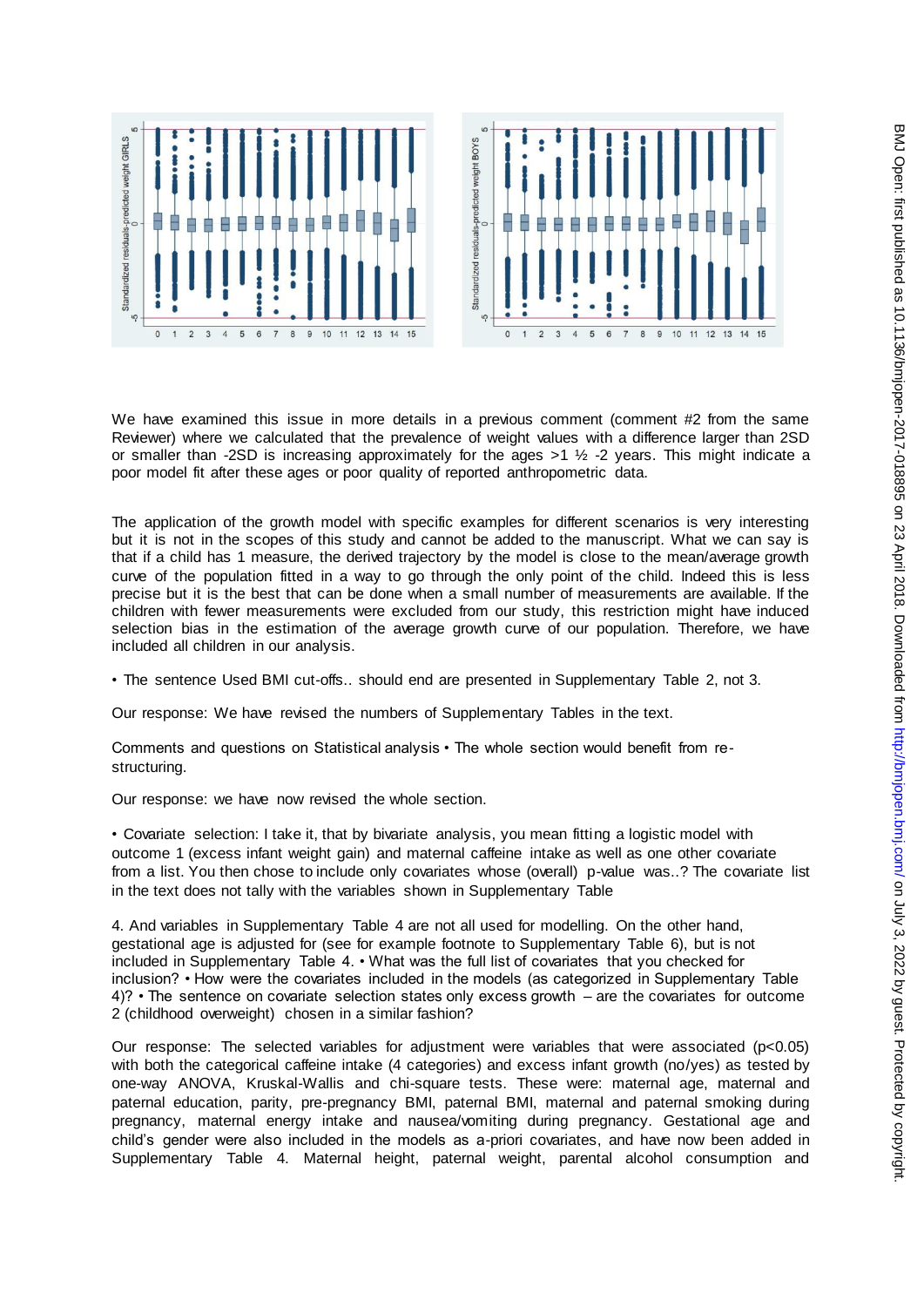We have examined this issue in more details in a previous comment (comment #2 from the same Reviewer) where we calculated that the prevalence of weight values with a difference larger than 2SD or smaller than -2SD is increasing approximately for the ages >1 ½ -2 years. This might indicate a poor model fit after these ages or poor quality of reported anthropometric data.

The application of the growth model with specific examples for different scenarios is very interesting but it is not in the scopes of this study and cannot be added to the manuscript. What we can say is that if a child has 1 measure, the derived trajectory by the model is close to the mean/average growth curve of the population fitted in a way to go through the only point of the child. Indeed this is less precise but it is the best that can be done when a small number of measurements are available. If the children with fewer measurements were excluded from our study, this restriction might have induced selection bias in the estimation of the average growth curve of our population. Therefore, we have included all children in our analysis.

• The sentence Used BMI cut-offs.. should end are presented in Supplementary Table 2, not 3.

Our response: We have revised the numbers of Supplementary Tables in the text.

Comments and questions on Statistical analysis • The whole section would benefit from re-structuring.

Our response: we have now revised the whole section.

• Covariate selection: I take it, that by bivariate analysis, you mean fitting a logistic model with outcome 1 (excess infant weight gain) and maternal caffeine intake as well as one other covariate from a list. You then chose to include only covariates whose (overall) p-value was..? The covariate list in the text does not tally with the variables shown in Supplementary Table

4. And variables in Supplementary Table 4 are not all used for modelling. On the other hand, gestational age is adjusted for (see for example footnote to Supplementary Table 6), but is not included in Supplementary Table 4. • What was the full list of covariates that you checked for inclusion? • How were the covariates included in the models (as categorized in Supplementary Table 4)? • The sentence on covariate selection states only excess growth – are the covariates for outcome 2 (childhood overweight) chosen in a similar fashion?

Our response: The selected variables for adjustment were variables that were associated ($p<0.05$) with both the categorical caffeine intake (4 categories) and excess infant growth (no/yes) as tested by one-way ANOVA, Kruskal-Wallis and chi-square tests. These were: maternal age, maternal and paternal education, parity, pre-pregnancy BMI, paternal BMI, maternal and paternal smoking during pregnancy, maternal energy intake and nausea/vomiting during pregnancy. Gestational age and child's gender were also included in the models as a-priori covariates, and have now been added in Supplementary Table 4. Maternal height, paternal weight, parental alcohol consumption and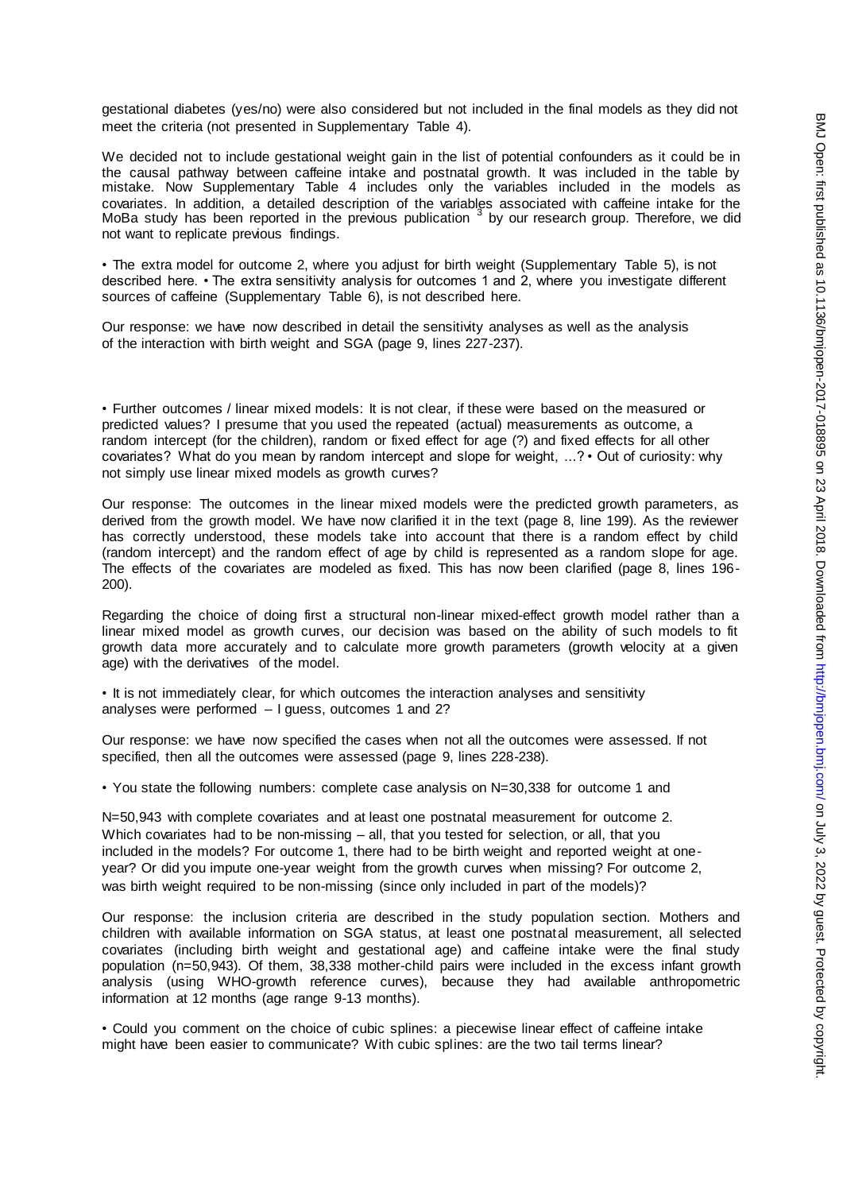gestational diabetes (yes/no) were also considered but not included in the final models as they did not meet the criteria (not presented in Supplementary Table 4).

We decided not to include gestational weight gain in the list of potential confounders as it could be in the causal pathway between caffeine intake and postnatal growth. It was included in the table by mistake. Now Supplementary Table 4 includes only the variables included in the models as covariates. In addition, a detailed description of the variables associated with caffeine intake for the MoBa study has been reported in the previous publication [3] by our research group. Therefore, we did not want to replicate previous findings.

• The extra model for outcome 2, where you adjust for birth weight (Supplementary Table 5), is not described here. • The extra sensitivity analysis for outcomes 1 and 2, where you investigate different sources of caffeine (Supplementary Table 6), is not described here.

Our response: we have now described in detail the sensitivity analyses as well as the analysis of the interaction with birth weight and SGA (page 9, lines 227-237).

• Further outcomes / linear mixed models: It is not clear, if these were based on the measured or predicted values? I presume that you used the repeated (actual) measurements as outcome, a random intercept (for the children), random or fixed effect for age (?) and fixed effects for all other covariates? What do you mean by random intercept and slope for weight, ...? • Out of curiosity: why not simply use linear mixed models as growth curves?

Our response: The outcomes in the linear mixed models were the predicted growth parameters, as derived from the growth model. We have now clarified it in the text (page 8, line 199). As the reviewer has correctly understood, these models take into account that there is a random effect by child (random intercept) and the random effect of age by child is represented as a random slope for age. The effects of the covariates are modeled as fixed. This has now been clarified (page 8, lines 196-200).

Regarding the choice of doing first a structural non-linear mixed-effect growth model rather than a linear mixed model as growth curves, our decision was based on the ability of such models to fit growth data more accurately and to calculate more growth parameters (growth velocity at a given age) with the derivatives of the model.

• It is not immediately clear, for which outcomes the interaction analyses and sensitivity analyses were performed – I guess, outcomes 1 and 2?

Our response: we have now specified the cases when not all the outcomes were assessed. If not specified, then all the outcomes were assessed (page 9, lines 228-238).

• You state the following numbers: complete case analysis on N=30,338 for outcome 1 and N=50,943 with complete covariates and at least one postnatal measurement for outcome 2. Which covariates had to be non-missing – all, that you tested for selection, or all, that you included in the models? For outcome 1, there had to be birth weight and reported weight at one-year? Or did you impute one-year weight from the growth curves when missing? For outcome 2, was birth weight required to be non-missing (since only included in part of the models)?

Our response: the inclusion criteria are described in the study population section. Mothers and children with available information on SGA status, at least one postnatal measurement, all selected covariates (including birth weight and gestational age) and caffeine intake were the final study population (n=50,943). Of them, 38,338 mother-child pairs were included in the excess infant growth analysis (using WHO-growth reference curves), because they had available anthropometric information at 12 months (age range 9-13 months).

• Could you comment on the choice of cubic splines: a piecewise linear effect of caffeine intake might have been easier to communicate? With cubic splines: are the two tail terms linear?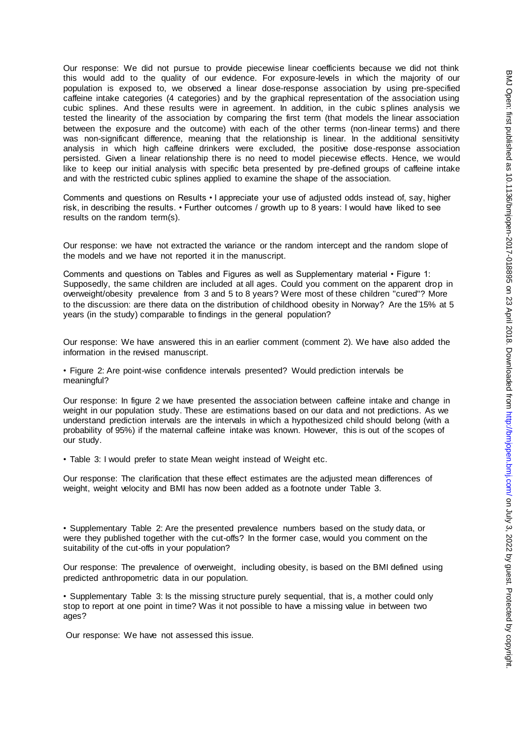Our response: We did not pursue to provide piecewise linear coefficients because we did not think this would add to the quality of our evidence. For exposure-levels in which the majority of our population is exposed to, we observed a linear dose-response association by using pre-specified caffeine intake categories (4 categories) and by the graphical representation of the association using cubic splines. And these results were in agreement. In addition, in the cubic splines analysis we tested the linearity of the association by comparing the first term (that models the linear association between the exposure and the outcome) with each of the other terms (non-linear terms) and there was non-significant difference, meaning that the relationship is linear. In the additional sensitivity analysis in which high caffeine drinkers were excluded, the positive dose-response association persisted. Given a linear relationship there is no need to model piecewise effects. Hence, we would like to keep our initial analysis with specific beta presented by pre-defined groups of caffeine intake and with the restricted cubic splines applied to examine the shape of the association.

Comments and questions on Results • I appreciate your use of adjusted odds instead of, say, higher risk, in describing the results. • Further outcomes / growth up to 8 years: I would have liked to see results on the random term(s).

Our response: we have not extracted the variance or the random intercept and the random slope of the models and we have not reported it in the manuscript.

Comments and questions on Tables and Figures as well as Supplementary material • Figure 1: Supposedly, the same children are included at all ages. Could you comment on the apparent drop in overweight/obesity prevalence from 3 and 5 to 8 years? Were most of these children "cured"? More to the discussion: are there data on the distribution of childhood obesity in Norway? Are the 15% at 5 years (in the study) comparable to findings in the general population?

Our response: We have answered this in an earlier comment (comment 2). We have also added the information in the revised manuscript.

• Figure 2: Are point-wise confidence intervals presented? Would prediction intervals be meaningful?

Our response: In figure 2 we have presented the association between caffeine intake and change in weight in our population study. These are estimations based on our data and not predictions. As we understand prediction intervals are the intervals in which a hypothesized child should belong (with a probability of 95%) if the maternal caffeine intake was known. However, this is out of the scopes of our study.

• Table 3: I would prefer to state Mean weight instead of Weight etc.

Our response: The clarification that these effect estimates are the adjusted mean differences of weight, weight velocity and BMI has now been added as a footnote under Table 3.

• Supplementary Table 2: Are the presented prevalence numbers based on the study data, or were they published together with the cut-offs? In the former case, would you comment on the suitability of the cut-offs in your population?

Our response: The prevalence of overweight, including obesity, is based on the BMI defined using predicted anthropometric data in our population.

• Supplementary Table 3: Is the missing structure purely sequential, that is, a mother could only stop to report at one point in time? Was it not possible to have a missing value in between two ages?

Our response: We have not assessed this issue.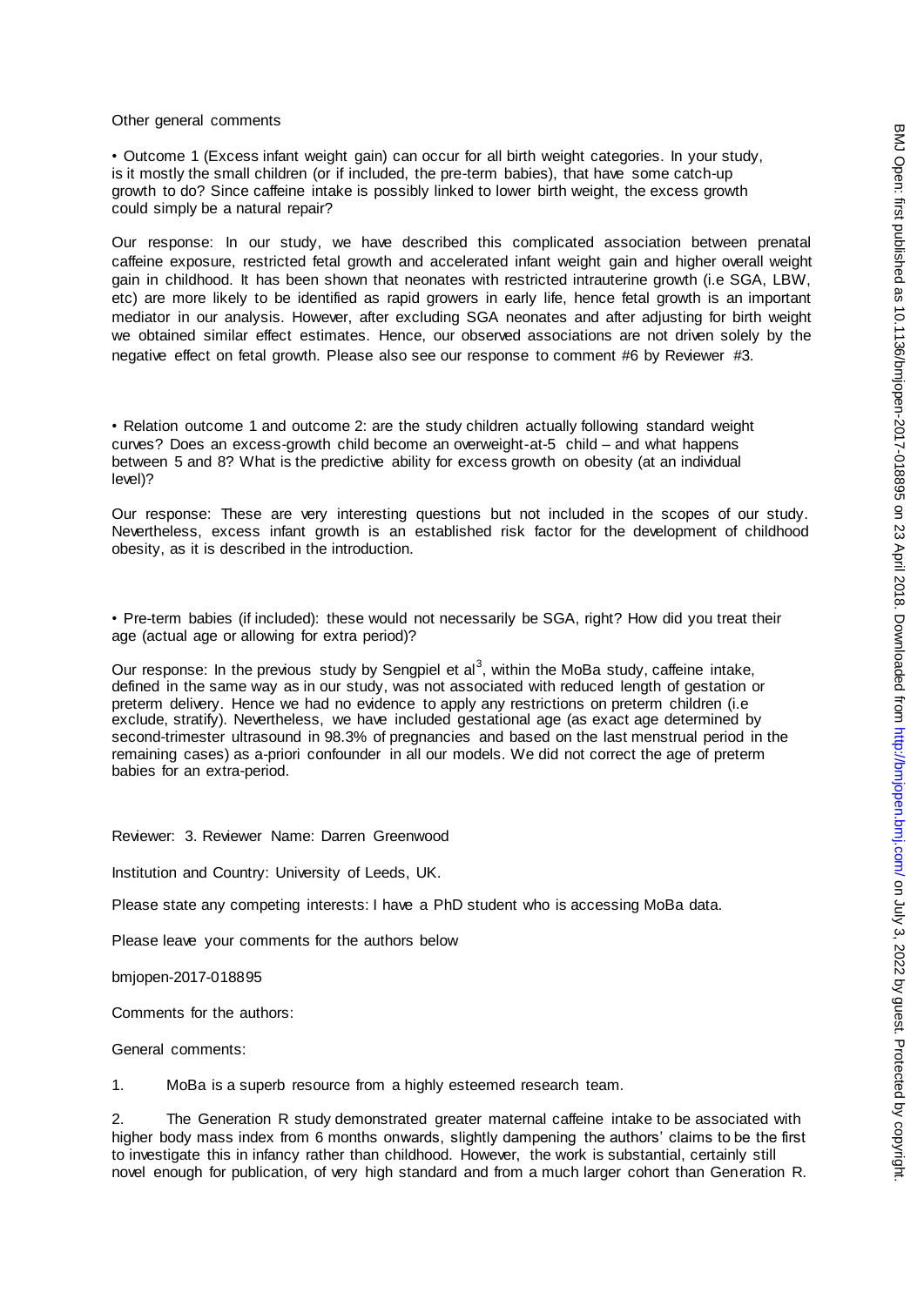Other general comments

• Outcome 1 (Excess infant weight gain) can occur for all birth weight categories. In your study, is it mostly the small children (or if included, the pre-term babies), that have some catch-up growth to do? Since caffeine intake is possibly linked to lower birth weight, the excess growth could simply be a natural repair?

Our response: In our study, we have described this complicated association between prenatal caffeine exposure, restricted fetal growth and accelerated infant weight gain and higher overall weight gain in childhood. It has been shown that neonates with restricted intrauterine growth (i.e SGA, LBW, etc) are more likely to be identified as rapid growers in early life, hence fetal growth is an important mediator in our analysis. However, after excluding SGA neonates and after adjusting for birth weight we obtained similar effect estimates. Hence, our observed associations are not driven solely by the negative effect on fetal growth. Please also see our response to comment #6 by Reviewer #3.

• Relation outcome 1 and outcome 2: are the study children actually following standard weight curves? Does an excess-growth child become an overweight-at-5 child – and what happens between 5 and 8? What is the predictive ability for excess growth on obesity (at an individual level)?

Our response: These are very interesting questions but not included in the scopes of our study. Nevertheless, excess infant growth is an established risk factor for the development of childhood obesity, as it is described in the introduction.

• Pre-term babies (if included): these would not necessarily be SGA, right? How did you treat their age (actual age or allowing for extra period)?

Our response: In the previous study by Sengpiel et al[3], within the MoBa study, caffeine intake, defined in the same way as in our study, was not associated with reduced length of gestation or preterm delivery. Hence we had no evidence to apply any restrictions on preterm children (i.e exclude, stratify). Nevertheless, we have included gestational age (as exact age determined by second-trimester ultrasound in 98.3% of pregnancies and based on the last menstrual period in the remaining cases) as a-priori confounder in all our models. We did not correct the age of preterm babies for an extra-period.

Reviewer: 3. Reviewer Name: Darren Greenwood

Institution and Country: University of Leeds, UK.

Please state any competing interests: I have a PhD student who is accessing MoBa data.

Please leave your comments for the authors below

bmjopen-2017-018895

Comments for the authors:

General comments:

1. MoBa is a superb resource from a highly esteemed research team.

2. The Generation R study demonstrated greater maternal caffeine intake to be associated with higher body mass index from 6 months onwards, slightly dampening the authors' claims to be the first to investigate this in infancy rather than childhood. However, the work is substantial, certainly still novel enough for publication, of very high standard and from a much larger cohort than Generation R.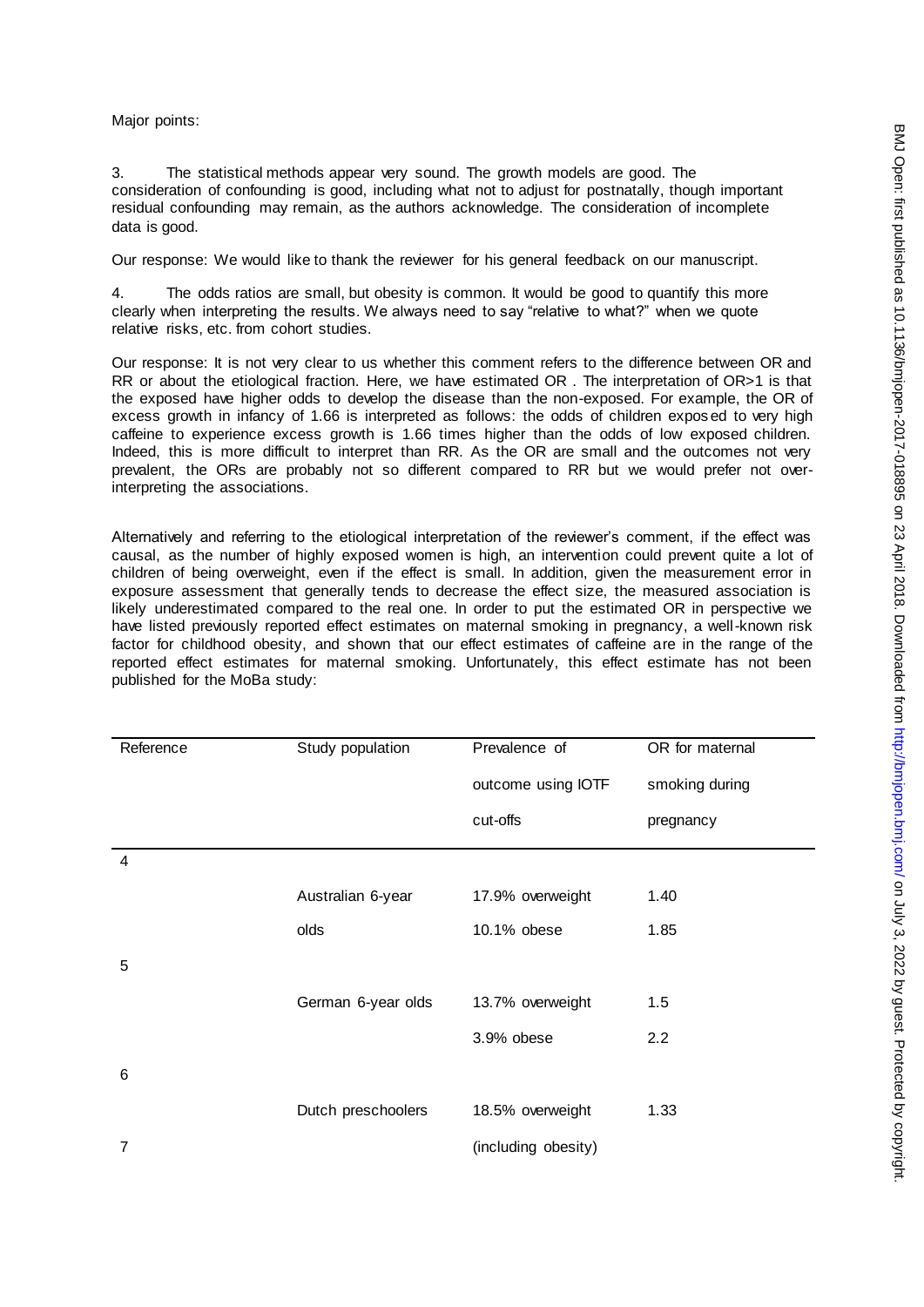Major points:

3. The statistical methods appear very sound. The growth models are good. The consideration of confounding is good, including what not to adjust for postnatally, though important residual confounding may remain, as the authors acknowledge. The consideration of incomplete data is good.

Our response: We would like to thank the reviewer for his general feedback on our manuscript.

4. The odds ratios are small, but obesity is common. It would be good to quantify this more clearly when interpreting the results. We always need to say "relative to what?" when we quote relative risks, etc. from cohort studies.

Our response: It is not very clear to us whether this comment refers to the difference between OR and RR or about the etiological fraction. Here, we have estimated OR . The interpretation of OR>1 is that the exposed have higher odds to develop the disease than the non-exposed. For example, the OR of excess growth in infancy of 1.66 is interpreted as follows: the odds of children exposed to very high caffeine to experience excess growth is 1.66 times higher than the odds of low exposed children. Indeed, this is more difficult to interpret than RR. As the OR are small and the outcomes not very prevalent, the ORs are probably not so different compared to RR but we would prefer not over-interpreting the associations.

Alternatively and referring to the etiological interpretation of the reviewer's comment, if the effect was causal, as the number of highly exposed women is high, an intervention could prevent quite a lot of children of being overweight, even if the effect is small. In addition, given the measurement error in exposure assessment that generally tends to decrease the effect size, the measured association is likely underestimated compared to the real one. In order to put the estimated OR in perspective we have listed previously reported effect estimates on maternal smoking in pregnancy, a well-known risk factor for childhood obesity, and shown that our effect estimates of caffeine are in the range of the reported effect estimates for maternal smoking. Unfortunately, this effect estimate has not been published for the MoBa study:

| Reference | Study population | Prevalence of outcome using IOTF cut-offs | OR for maternal smoking during pregnancy |
|---|---|---|---|
| 4 | Australian 6-year olds | 17.9% overweight | 1.40 |
| | | 10.1% obese | 1.85 |
| 5 | German 6-year olds | 13.7% overweight | 1.5 |
| | | 3.9% obese | 2.2 |
| 6 | Dutch preschoolers | 18.5% overweight (including obesity) | 1.33 |
| 7 | | | |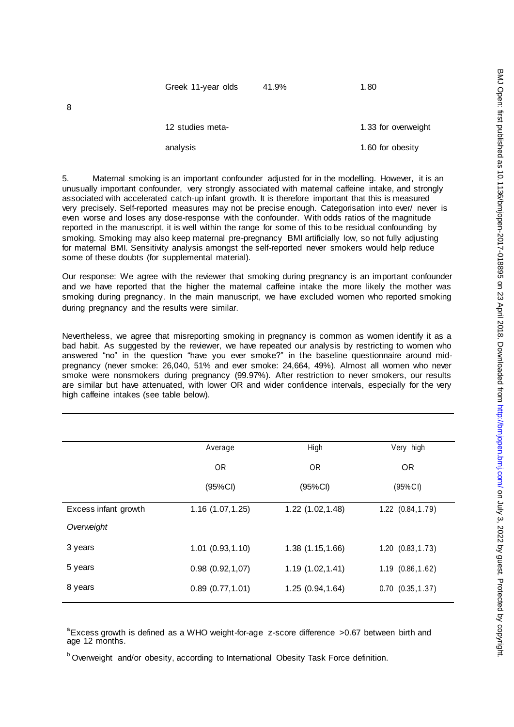| | | | |
|---|---|---|---|
| | Greek 11-year olds | 41.9% | 1.80 |
| 8 | | | |
| | 12 studies meta-analysis | | 1.33 for overweight<br>1.60 for obesity |

5. Maternal smoking is an important confounder adjusted for in the modelling. However, it is an unusually important confounder, very strongly associated with maternal caffeine intake, and strongly associated with accelerated catch-up infant growth. It is therefore important that this is measured very precisely. Self-reported measures may not be precise enough. Categorisation into ever/ never is even worse and loses any dose-response with the confounder. With odds ratios of the magnitude reported in the manuscript, it is well within the range for some of this to be residual confounding by smoking. Smoking may also keep maternal pre-pregnancy BMI artificially low, so not fully adjusting for maternal BMI. Sensitivity analysis amongst the self-reported never smokers would help reduce some of these doubts (for supplemental material).

Our response: We agree with the reviewer that smoking during pregnancy is an important confounder and we have reported that the higher the maternal caffeine intake the more likely the mother was smoking during pregnancy. In the main manuscript, we have excluded women who reported smoking during pregnancy and the results were similar.

Nevertheless, we agree that misreporting smoking in pregnancy is common as women identify it as a bad habit. As suggested by the reviewer, we have repeated our analysis by restricting to women who answered "no" in the question "have you ever smoke?" in the baseline questionnaire around mid-pregnancy (never smoke: 26,040, 51% and ever smoke: 24,664, 49%). Almost all women who never smoke were nonsmokers during pregnancy (99.97%). After restriction to never smokers, our results are similar but have attenuated, with lower OR and wider confidence intervals, especially for the very high caffeine intakes (see table below).

| | Average<br>OR<br>(95%CI) | High<br>OR<br>(95%CI) | Very high<br>OR<br>(95%CI) |
|---|---|---|---|
| Excess infant growth | 1.16 (1.07,1.25) | 1.22 (1.02,1.48) | 1.22 (0.84,1.79) |
| *Overweight* | | | |
| 3 years | 1.01 (0.93,1.10) | 1.38 (1.15,1.66) | 1.20 (0.83,1.73) |
| 5 years | 0.98 (0.92,1,07) | 1.19 (1.02,1.41) | 1.19 (0.86,1.62) |
| 8 years | 0.89 (0.77,1.01) | 1.25 (0.94,1.64) | 0.70 (0.35,1.37) |

[a]Excess growth is defined as a WHO weight-for-age z-score difference >0.67 between birth and age 12 months.

[b] Overweight and/or obesity, according to International Obesity Task Force definition.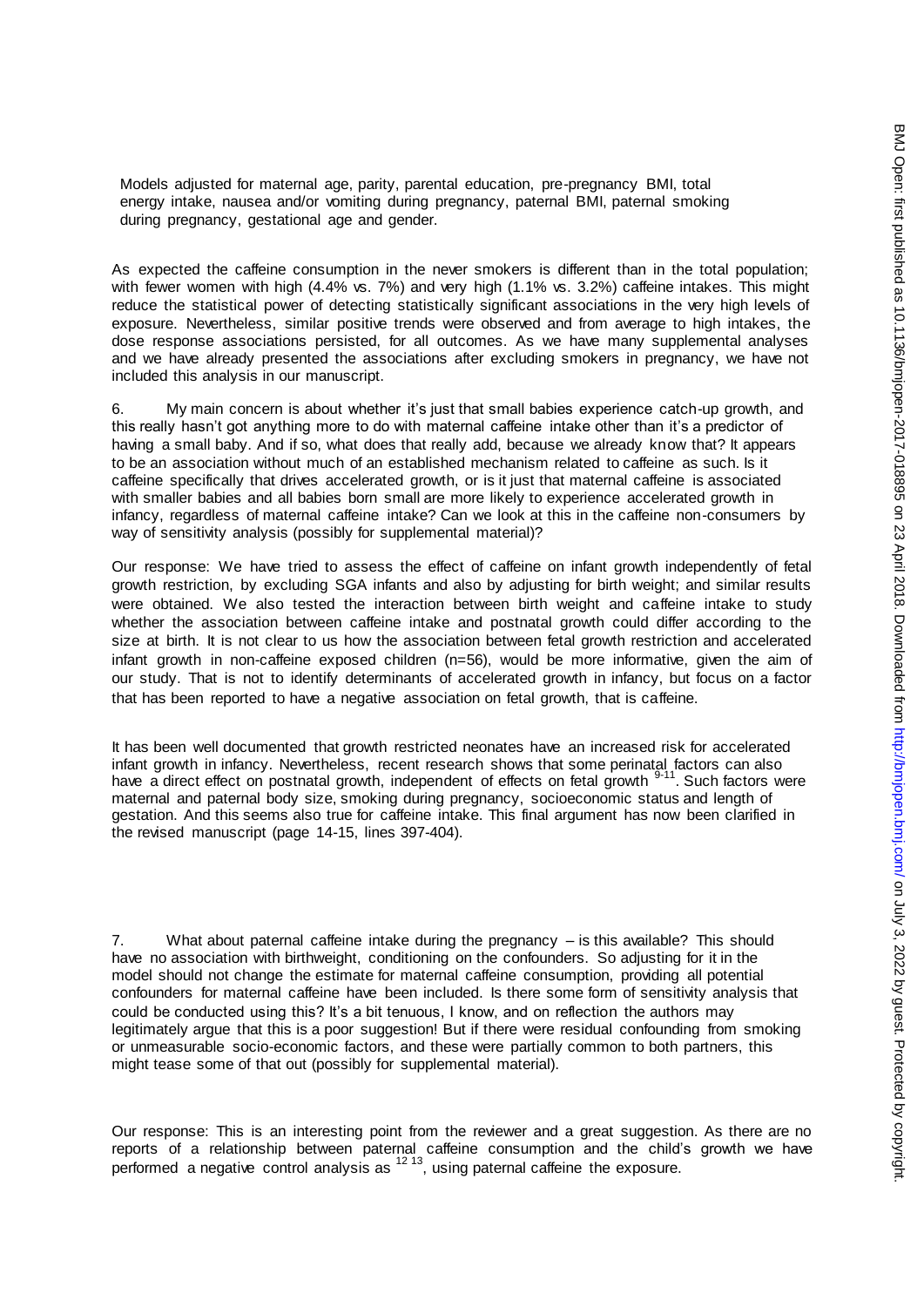Models adjusted for maternal age, parity, parental education, pre-pregnancy BMI, total energy intake, nausea and/or vomiting during pregnancy, paternal BMI, paternal smoking during pregnancy, gestational age and gender.

As expected the caffeine consumption in the never smokers is different than in the total population; with fewer women with high (4.4% vs. 7%) and very high (1.1% vs. 3.2%) caffeine intakes. This might reduce the statistical power of detecting statistically significant associations in the very high levels of exposure. Nevertheless, similar positive trends were observed and from average to high intakes, the dose response associations persisted, for all outcomes. As we have many supplemental analyses and we have already presented the associations after excluding smokers in pregnancy, we have not included this analysis in our manuscript.

6. My main concern is about whether it's just that small babies experience catch-up growth, and this really hasn't got anything more to do with maternal caffeine intake other than it's a predictor of having a small baby. And if so, what does that really add, because we already know that? It appears to be an association without much of an established mechanism related to caffeine as such. Is it caffeine specifically that drives accelerated growth, or is it just that maternal caffeine is associated with smaller babies and all babies born small are more likely to experience accelerated growth in infancy, regardless of maternal caffeine intake? Can we look at this in the caffeine non-consumers by way of sensitivity analysis (possibly for supplemental material)?

Our response: We have tried to assess the effect of caffeine on infant growth independently of fetal growth restriction, by excluding SGA infants and also by adjusting for birth weight; and similar results were obtained. We also tested the interaction between birth weight and caffeine intake to study whether the association between caffeine intake and postnatal growth could differ according to the size at birth. It is not clear to us how the association between fetal growth restriction and accelerated infant growth in non-caffeine exposed children (n=56), would be more informative, given the aim of our study. That is not to identify determinants of accelerated growth in infancy, but focus on a factor that has been reported to have a negative association on fetal growth, that is caffeine.

It has been well documented that growth restricted neonates have an increased risk for accelerated infant growth in infancy. Nevertheless, recent research shows that some perinatal factors can also have a direct effect on postnatal growth, independent of effects on fetal growth [9-11]. Such factors were maternal and paternal body size, smoking during pregnancy, socioeconomic status and length of gestation. And this seems also true for caffeine intake. This final argument has now been clarified in the revised manuscript (page 14-15, lines 397-404).

7. What about paternal caffeine intake during the pregnancy – is this available? This should have no association with birthweight, conditioning on the confounders. So adjusting for it in the model should not change the estimate for maternal caffeine consumption, providing all potential confounders for maternal caffeine have been included. Is there some form of sensitivity analysis that could be conducted using this? It's a bit tenuous, I know, and on reflection the authors may legitimately argue that this is a poor suggestion! But if there were residual confounding from smoking or unmeasurable socio-economic factors, and these were partially common to both partners, this might tease some of that out (possibly for supplemental material).

Our response: This is an interesting point from the reviewer and a great suggestion. As there are no reports of a relationship between paternal caffeine consumption and the child's growth we have performed a negative control analysis as [12 13], using paternal caffeine the exposure.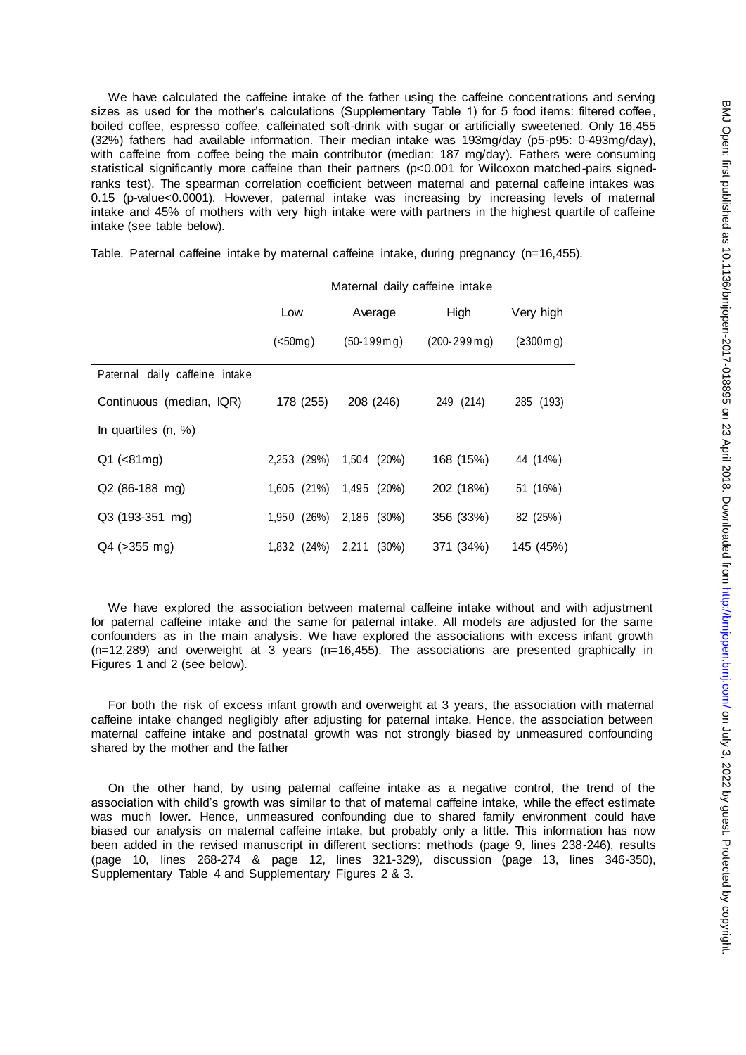We have calculated the caffeine intake of the father using the caffeine concentrations and serving sizes as used for the mother's calculations (Supplementary Table 1) for 5 food items: filtered coffee, boiled coffee, espresso coffee, caffeinated soft-drink with sugar or artificially sweetened. Only 16,455 (32%) fathers had available information. Their median intake was 193mg/day (p5-p95: 0-493mg/day), with caffeine from coffee being the main contributor (median: 187 mg/day). Fathers were consuming statistical significantly more caffeine than their partners (p<0.001 for Wilcoxon matched-pairs signed-ranks test). The spearman correlation coefficient between maternal and paternal caffeine intakes was 0.15 (p-value<0.0001). However, paternal intake was increasing by increasing levels of maternal intake and 45% of mothers with very high intake were with partners in the highest quartile of caffeine intake (see table below).

Table. Paternal caffeine intake by maternal caffeine intake, during pregnancy (n=16,455).

| | Maternal daily caffeine intake | | | |
|---|---|---|---|---|
| | Low | Average | High | Very high |
| | (<50mg) | (50-199mg) | (200-299mg) | (≥300mg) |
| Paternal daily caffeine intake | | | | |
| Continuous (median, IQR) | 178 (255) | 208 (246) | 249 (214) | 285 (193) |
| In quartiles (n, %) | | | | |
| Q1 (<81mg) | 2,253 (29%) | 1,504 (20%) | 168 (15%) | 44 (14%) |
| Q2 (86-188 mg) | 1,605 (21%) | 1,495 (20%) | 202 (18%) | 51 (16%) |
| Q3 (193-351 mg) | 1,950 (26%) | 2,186 (30%) | 356 (33%) | 82 (25%) |
| Q4 (>355 mg) | 1,832 (24%) | 2,211 (30%) | 371 (34%) | 145 (45%) |

We have explored the association between maternal caffeine intake without and with adjustment for paternal caffeine intake and the same for paternal intake. All models are adjusted for the same confounders as in the main analysis. We have explored the associations with excess infant growth (n=12,289) and overweight at 3 years (n=16,455). The associations are presented graphically in Figures 1 and 2 (see below).

For both the risk of excess infant growth and overweight at 3 years, the association with maternal caffeine intake changed negligibly after adjusting for paternal intake. Hence, the association between maternal caffeine intake and postnatal growth was not strongly biased by unmeasured confounding shared by the mother and the father

On the other hand, by using paternal caffeine intake as a negative control, the trend of the association with child's growth was similar to that of maternal caffeine intake, while the effect estimate was much lower. Hence, unmeasured confounding due to shared family environment could have biased our analysis on maternal caffeine intake, but probably only a little. This information has now been added in the revised manuscript in different sections: methods (page 9, lines 238-246), results (page 10, lines 268-274 & page 12, lines 321-329), discussion (page 13, lines 346-350), Supplementary Table 4 and Supplementary Figures 2 & 3.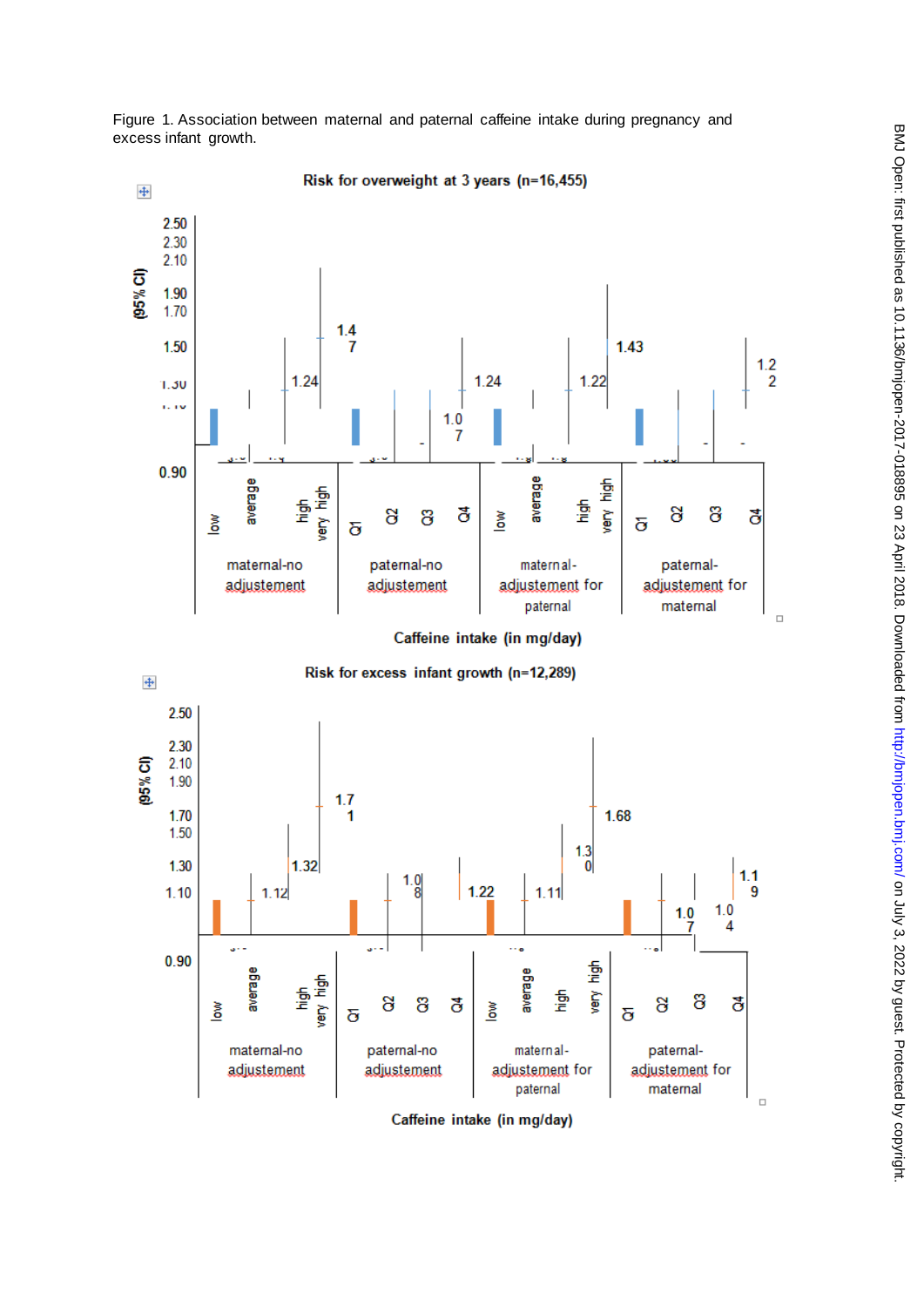Figure 1. Association between maternal and paternal caffeine intake during pregnancy and excess infant growth.

**Risk for overweight at 3 years (n=16,455)**

(95% CI)

2.50
2.30
2.10
1.90
1.70
1.50
1.30
1.10
0.90

1.24 | 1.47 | 1.07 | 1.24 | 1.22 | 1.43 | 1.22

low | average | high | very high
maternal-no adjustement

Q1 | Q2 | Q3 | Q4
paternal-no adjustement

low | average | high | very high
maternal-adjustement for paternal

Q1 | Q2 | Q3 | Q4
paternal-adjustement for maternal

**Caffeine intake (in mg/day)**

**Risk for excess infant growth (n=12,289)**

(95% CI)

2.50
2.30
2.10
1.90
1.70
1.50
1.30
1.10
0.90

1.12 | 1.32 | 1.71 | 1.08 | 1.22 | 1.11 | 1.30 | 1.68 | 1.07 | 1.04 | 1.19

low | average | high | very high
maternal-no adjustement

Q1 | Q2 | Q3 | Q4
paternal-no adjustement

low | average | high | very high
maternal-adjustement for paternal

Q1 | Q2 | Q3 | Q4
paternal-adjustement for maternal

**Caffeine intake (in mg/day)**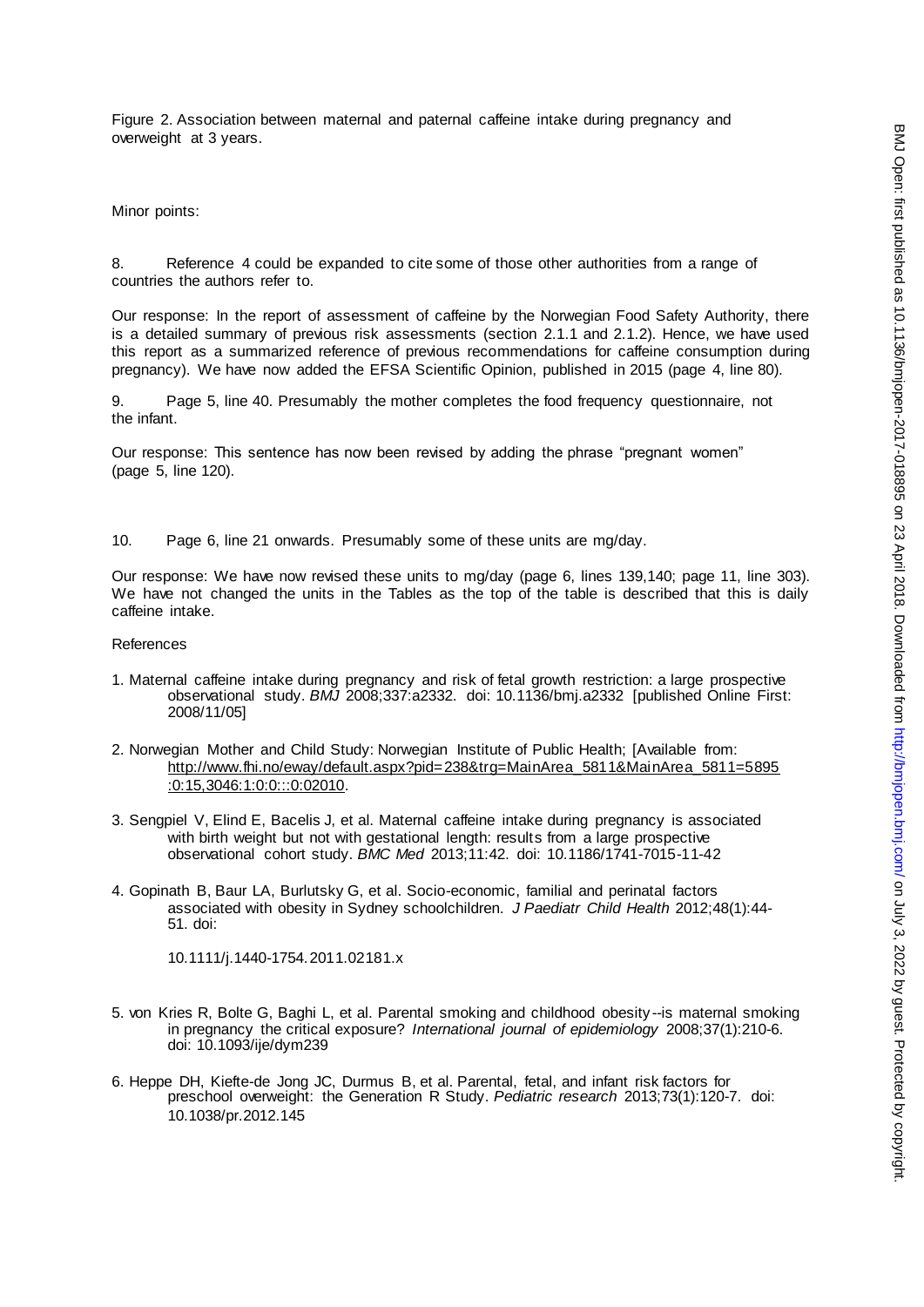Figure 2. Association between maternal and paternal caffeine intake during pregnancy and overweight at 3 years.

Minor points:

8. Reference 4 could be expanded to cite some of those other authorities from a range of countries the authors refer to.

Our response: In the report of assessment of caffeine by the Norwegian Food Safety Authority, there is a detailed summary of previous risk assessments (section 2.1.1 and 2.1.2). Hence, we have used this report as a summarized reference of previous recommendations for caffeine consumption during pregnancy). We have now added the EFSA Scientific Opinion, published in 2015 (page 4, line 80).

9. Page 5, line 40. Presumably the mother completes the food frequency questionnaire, not the infant.

Our response: This sentence has now been revised by adding the phrase "pregnant women" (page 5, line 120).

10. Page 6, line 21 onwards. Presumably some of these units are mg/day.

Our response: We have now revised these units to mg/day (page 6, lines 139,140; page 11, line 303). We have not changed the units in the Tables as the top of the table is described that this is daily caffeine intake.

References

1. Maternal caffeine intake during pregnancy and risk of fetal growth restriction: a large prospective observational study. *BMJ* 2008;337:a2332. doi: 10.1136/bmj.a2332 [published Online First: 2008/11/05]

2. Norwegian Mother and Child Study: Norwegian Institute of Public Health; [Available from: http://www.fhi.no/eway/default.aspx?pid=238&trg=MainArea_5811&MainArea_5811=5895:0:15,3046:1:0:0:::0:02010.

3. Sengpiel V, Elind E, Bacelis J, et al. Maternal caffeine intake during pregnancy is associated with birth weight but not with gestational length: results from a large prospective observational cohort study. *BMC Med* 2013;11:42. doi: 10.1186/1741-7015-11-42

4. Gopinath B, Baur LA, Burlutsky G, et al. Socio-economic, familial and perinatal factors associated with obesity in Sydney schoolchildren. *J Paediatr Child Health* 2012;48(1):44-51. doi:

   10.1111/j.1440-1754.2011.02181.x

5. von Kries R, Bolte G, Baghi L, et al. Parental smoking and childhood obesity--is maternal smoking in pregnancy the critical exposure? *International journal of epidemiology* 2008;37(1):210-6. doi: 10.1093/ije/dym239

6. Heppe DH, Kiefte-de Jong JC, Durmus B, et al. Parental, fetal, and infant risk factors for preschool overweight: the Generation R Study. *Pediatric research* 2013;73(1):120-7. doi: 10.1038/pr.2012.145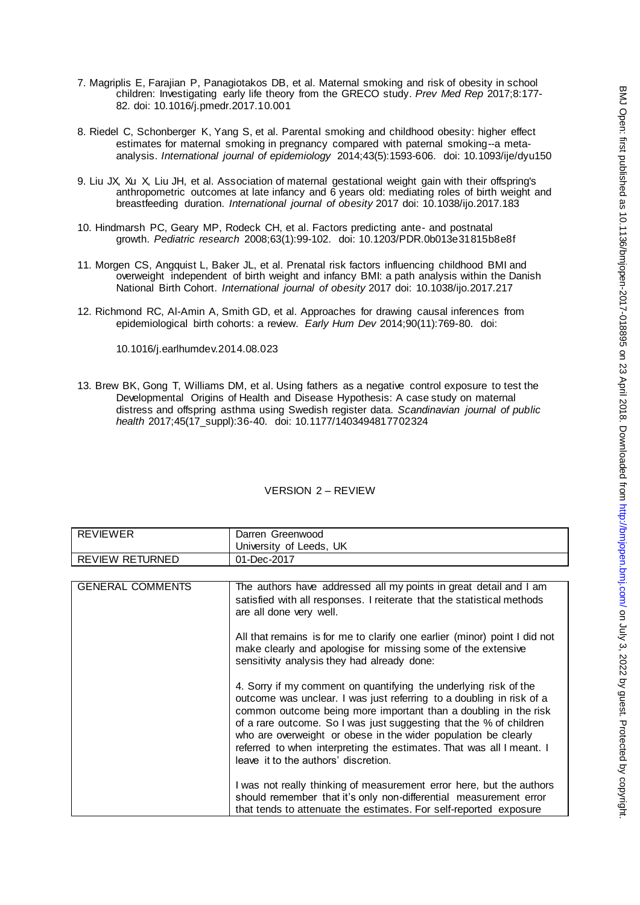7. Magriplis E, Farajian P, Panagiotakos DB, et al. Maternal smoking and risk of obesity in school children: Investigating early life theory from the GRECO study. *Prev Med Rep* 2017;8:177-82. doi: 10.1016/j.pmedr.2017.10.001

8. Riedel C, Schonberger K, Yang S, et al. Parental smoking and childhood obesity: higher effect estimates for maternal smoking in pregnancy compared with paternal smoking--a meta-analysis. *International journal of epidemiology* 2014;43(5):1593-606. doi: 10.1093/ije/dyu150

9. Liu JX, Xu X, Liu JH, et al. Association of maternal gestational weight gain with their offspring's anthropometric outcomes at late infancy and 6 years old: mediating roles of birth weight and breastfeeding duration. *International journal of obesity* 2017 doi: 10.1038/ijo.2017.183

10. Hindmarsh PC, Geary MP, Rodeck CH, et al. Factors predicting ante- and postnatal growth. *Pediatric research* 2008;63(1):99-102. doi: 10.1203/PDR.0b013e31815b8e8f

11. Morgen CS, Angquist L, Baker JL, et al. Prenatal risk factors influencing childhood BMI and overweight independent of birth weight and infancy BMI: a path analysis within the Danish National Birth Cohort. *International journal of obesity* 2017 doi: 10.1038/ijo.2017.217

12. Richmond RC, Al-Amin A, Smith GD, et al. Approaches for drawing causal inferences from epidemiological birth cohorts: a review. *Early Hum Dev* 2014;90(11):769-80. doi: 10.1016/j.earlhumdev.2014.08.023

13. Brew BK, Gong T, Williams DM, et al. Using fathers as a negative control exposure to test the Developmental Origins of Health and Disease Hypothesis: A case study on maternal distress and offspring asthma using Swedish register data. *Scandinavian journal of public health* 2017;45(17_suppl):36-40. doi: 10.1177/1403494817702324

## VERSION 2 – REVIEW

| REVIEWER | Darren Greenwood<br>University of Leeds, UK |
| --- | --- |
| REVIEW RETURNED | 01-Dec-2017 |

| GENERAL COMMENTS | The authors have addressed all my points in great detail and I am satisfied with all responses. I reiterate that the statistical methods are all done very well.<br><br>All that remains is for me to clarify one earlier (minor) point I did not make clearly and apologise for missing some of the extensive sensitivity analysis they had already done:<br><br>4. Sorry if my comment on quantifying the underlying risk of the outcome was unclear. I was just referring to a doubling in risk of a common outcome being more important than a doubling in the risk of a rare outcome. So I was just suggesting that the % of children who are overweight or obese in the wider population be clearly referred to when interpreting the estimates. That was all I meant. I leave it to the authors' discretion.<br><br>I was not really thinking of measurement error here, but the authors should remember that it's only non-differential measurement error that tends to attenuate the estimates. For self-reported exposure |
| --- | --- |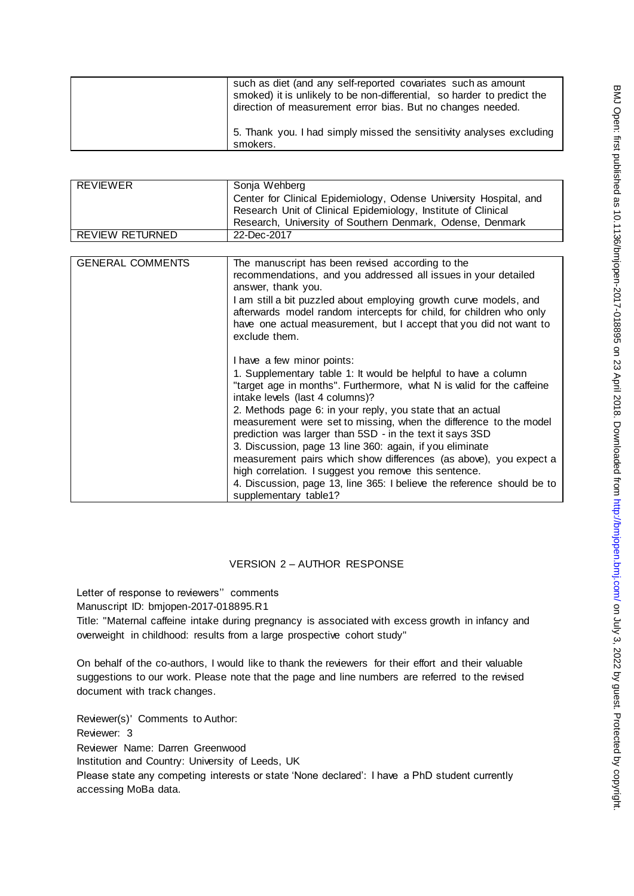| | |
|---|---|
| | such as diet (and any self-reported covariates such as amount smoked) it is unlikely to be non-differential, so harder to predict the direction of measurement error bias. But no changes needed.<br><br>5. Thank you. I had simply missed the sensitivity analyses excluding smokers. |

| | |
|---|---|
| REVIEWER | Sonja Wehberg<br>Center for Clinical Epidemiology, Odense University Hospital, and Research Unit of Clinical Epidemiology, Institute of Clinical Research, University of Southern Denmark, Odense, Denmark |
| REVIEW RETURNED | 22-Dec-2017 |

| | |
|---|---|
| GENERAL COMMENTS | The manuscript has been revised according to the recommendations, and you addressed all issues in your detailed answer, thank you.<br>I am still a bit puzzled about employing growth curve models, and afterwards model random intercepts for child, for children who only have one actual measurement, but I accept that you did not want to exclude them.<br><br>I have a few minor points:<br>1. Supplementary table 1: It would be helpful to have a column "target age in months". Furthermore, what N is valid for the caffeine intake levels (last 4 columns)?<br>2. Methods page 6: in your reply, you state that an actual measurement were set to missing, when the difference to the model prediction was larger than 5SD - in the text it says 3SD<br>3. Discussion, page 13 line 360: again, if you eliminate measurement pairs which show differences (as above), you expect a high correlation. I suggest you remove this sentence.<br>4. Discussion, page 13, line 365: I believe the reference should be to supplementary table1? |

## VERSION 2 – AUTHOR RESPONSE

Letter of response to reviewers'' comments

Manuscript ID: bmjopen-2017-018895.R1

Title: "Maternal caffeine intake during pregnancy is associated with excess growth in infancy and overweight in childhood: results from a large prospective cohort study"

On behalf of the co-authors, I would like to thank the reviewers for their effort and their valuable suggestions to our work. Please note that the page and line numbers are referred to the revised document with track changes.

Reviewer(s)' Comments to Author:

Reviewer: 3

Reviewer Name: Darren Greenwood

Institution and Country: University of Leeds, UK

Please state any competing interests or state 'None declared': I have a PhD student currently accessing MoBa data.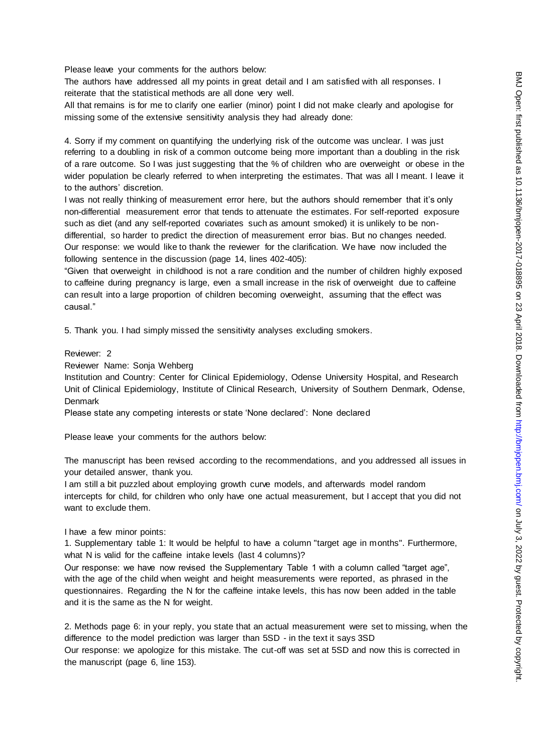Please leave your comments for the authors below:

The authors have addressed all my points in great detail and I am satisfied with all responses. I reiterate that the statistical methods are all done very well.

All that remains is for me to clarify one earlier (minor) point I did not make clearly and apologise for missing some of the extensive sensitivity analysis they had already done:

4. Sorry if my comment on quantifying the underlying risk of the outcome was unclear. I was just referring to a doubling in risk of a common outcome being more important than a doubling in the risk of a rare outcome. So I was just suggesting that the % of children who are overweight or obese in the wider population be clearly referred to when interpreting the estimates. That was all I meant. I leave it to the authors' discretion.

I was not really thinking of measurement error here, but the authors should remember that it's only non-differential measurement error that tends to attenuate the estimates. For self-reported exposure such as diet (and any self-reported covariates such as amount smoked) it is unlikely to be non-differential, so harder to predict the direction of measurement error bias. But no changes needed.

Our response: we would like to thank the reviewer for the clarification. We have now included the following sentence in the discussion (page 14, lines 402-405):

"Given that overweight in childhood is not a rare condition and the number of children highly exposed to caffeine during pregnancy is large, even a small increase in the risk of overweight due to caffeine can result into a large proportion of children becoming overweight, assuming that the effect was causal."

5. Thank you. I had simply missed the sensitivity analyses excluding smokers.

Reviewer: 2

Reviewer Name: Sonja Wehberg

Institution and Country: Center for Clinical Epidemiology, Odense University Hospital, and Research Unit of Clinical Epidemiology, Institute of Clinical Research, University of Southern Denmark, Odense, Denmark

Please state any competing interests or state 'None declared': None declared

Please leave your comments for the authors below:

The manuscript has been revised according to the recommendations, and you addressed all issues in your detailed answer, thank you.

I am still a bit puzzled about employing growth curve models, and afterwards model random intercepts for child, for children who only have one actual measurement, but I accept that you did not want to exclude them.

I have a few minor points:

1. Supplementary table 1: It would be helpful to have a column "target age in months". Furthermore, what N is valid for the caffeine intake levels (last 4 columns)?

Our response: we have now revised the Supplementary Table 1 with a column called "target age", with the age of the child when weight and height measurements were reported, as phrased in the questionnaires. Regarding the N for the caffeine intake levels, this has now been added in the table and it is the same as the N for weight.

2. Methods page 6: in your reply, you state that an actual measurement were set to missing, when the difference to the model prediction was larger than 5SD - in the text it says 3SD

Our response: we apologize for this mistake. The cut-off was set at 5SD and now this is corrected in the manuscript (page 6, line 153).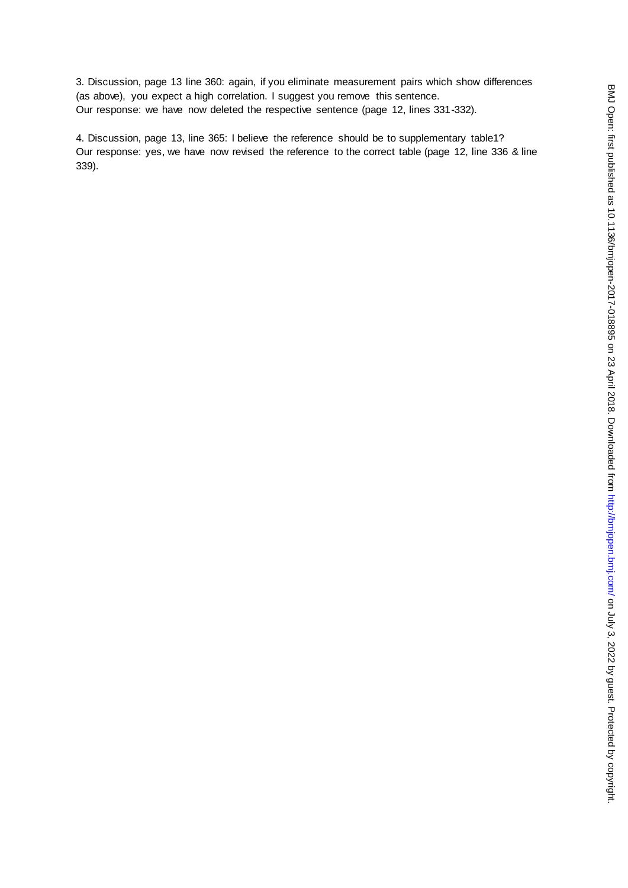3. Discussion, page 13 line 360: again, if you eliminate measurement pairs which show differences (as above), you expect a high correlation. I suggest you remove this sentence.
Our response: we have now deleted the respective sentence (page 12, lines 331-332).

4. Discussion, page 13, line 365: I believe the reference should be to supplementary table1?
Our response: yes, we have now revised the reference to the correct table (page 12, line 336 & line 339).